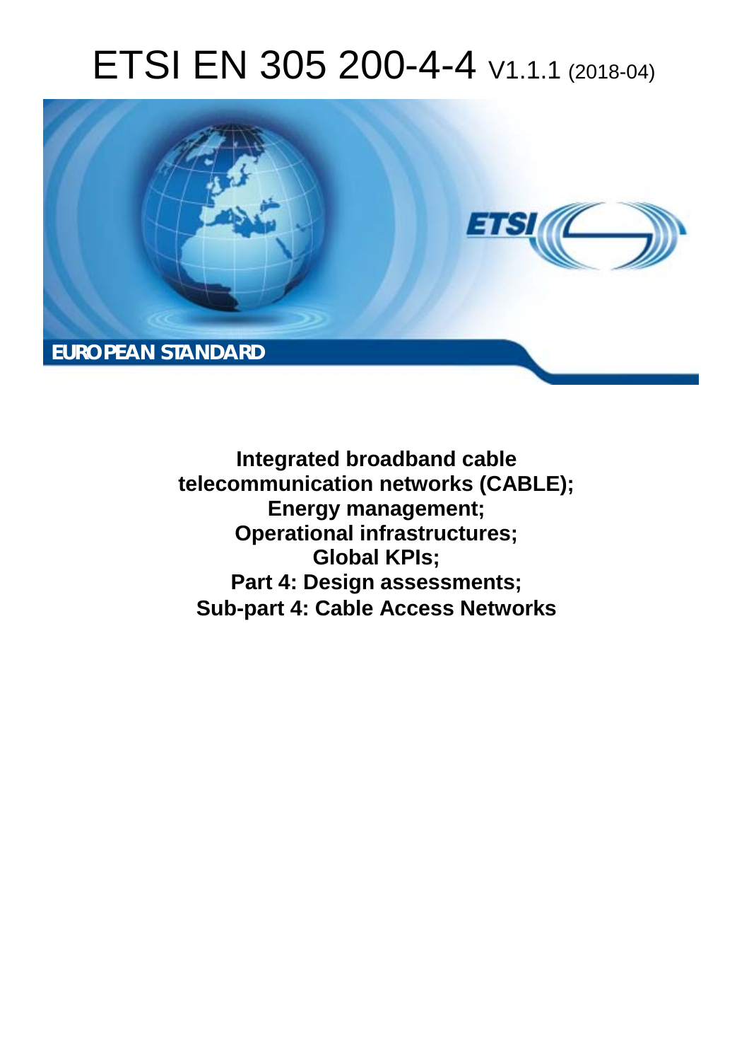# ETSI EN 305 200-4-4 V1.1.1 (2018-04)

EUROPEAN STANDARD

**Integrated broadband cable telecommunication networks (CABLE); Energy management; Operational infrastructures; Global KPIs; Part 4: Design assessments; Sub-part 4: Cable Access Networks**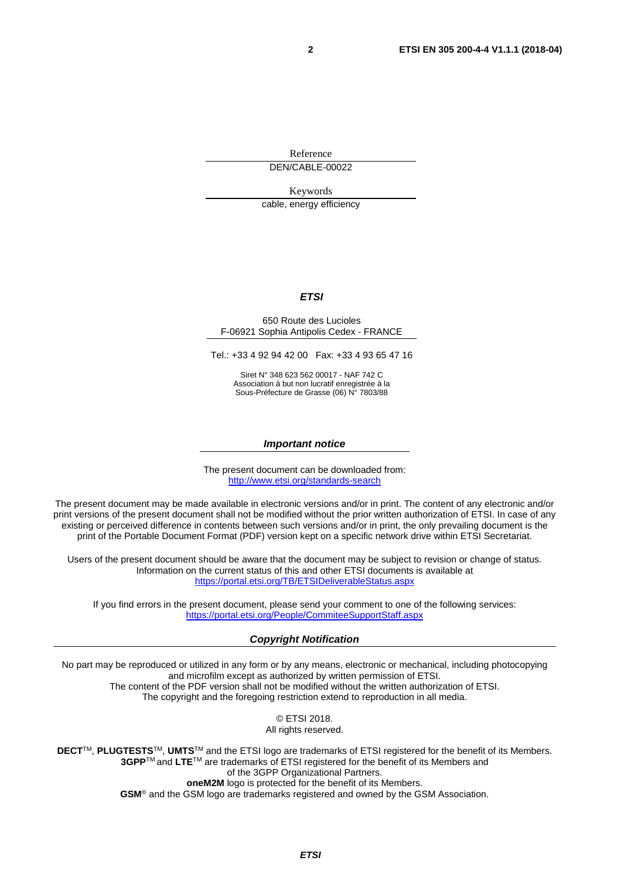Reference

DEN/CABLE-00022

Keywords

cable, energy efficiency

***ETSI***

650 Route des Lucioles
F-06921 Sophia Antipolis Cedex - FRANCE

Tel.: +33 4 92 94 42 00   Fax: +33 4 93 65 47 16

Siret N° 348 623 562 00017 - NAF 742 C
Association à but non lucratif enregistrée à la
Sous-Préfecture de Grasse (06) N° 7803/88

***Important notice***

The present document can be downloaded from:
http://www.etsi.org/standards-search

The present document may be made available in electronic versions and/or in print. The content of any electronic and/or print versions of the present document shall not be modified without the prior written authorization of ETSI. In case of any existing or perceived difference in contents between such versions and/or in print, the only prevailing document is the print of the Portable Document Format (PDF) version kept on a specific network drive within ETSI Secretariat.

Users of the present document should be aware that the document may be subject to revision or change of status. Information on the current status of this and other ETSI documents is available at
https://portal.etsi.org/TB/ETSIDeliverableStatus.aspx

If you find errors in the present document, please send your comment to one of the following services:
https://portal.etsi.org/People/CommiteeSupportStaff.aspx

***Copyright Notification***

No part may be reproduced or utilized in any form or by any means, electronic or mechanical, including photocopying and microfilm except as authorized by written permission of ETSI.
The content of the PDF version shall not be modified without the written authorization of ETSI.
The copyright and the foregoing restriction extend to reproduction in all media.

© ETSI 2018.
All rights reserved.

**DECT**™, **PLUGTESTS**™, **UMTS**™ and the ETSI logo are trademarks of ETSI registered for the benefit of its Members.
**3GPP**™ and **LTE**™ are trademarks of ETSI registered for the benefit of its Members and of the 3GPP Organizational Partners.
**oneM2M** logo is protected for the benefit of its Members.
**GSM**® and the GSM logo are trademarks registered and owned by the GSM Association.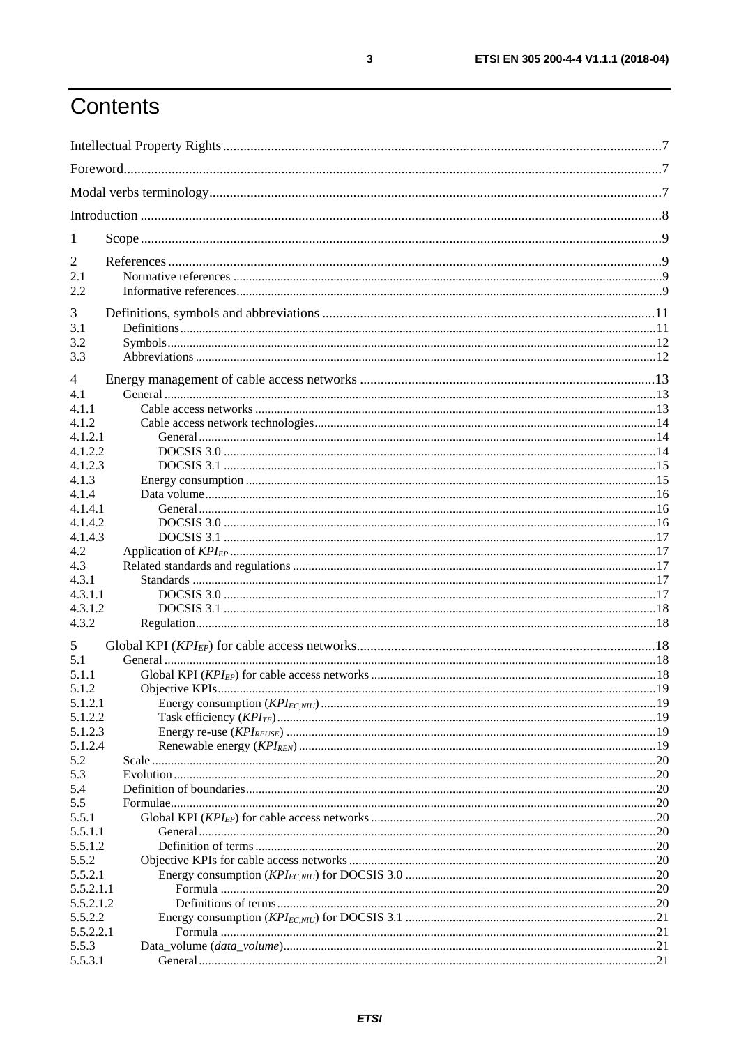# Contents

Intellectual Property Rights ..... 7
Foreword ..... 7
Modal verbs terminology ..... 7
Introduction ..... 8

1 Scope ..... 9

2 References ..... 9
2.1 Normative references ..... 9
2.2 Informative references ..... 9

3 Definitions, symbols and abbreviations ..... 11
3.1 Definitions ..... 11
3.2 Symbols ..... 12
3.3 Abbreviations ..... 12

4 Energy management of cable access networks ..... 13
4.1 General ..... 13
4.1.1 Cable access networks ..... 13
4.1.2 Cable access network technologies ..... 14
4.1.2.1 General ..... 14
4.1.2.2 DOCSIS 3.0 ..... 14
4.1.2.3 DOCSIS 3.1 ..... 15
4.1.3 Energy consumption ..... 15
4.1.4 Data volume ..... 16
4.1.4.1 General ..... 16
4.1.4.2 DOCSIS 3.0 ..... 16
4.1.4.3 DOCSIS 3.1 ..... 17
4.2 Application of $KPI_{EP}$ ..... 17
4.3 Related standards and regulations ..... 17
4.3.1 Standards ..... 17
4.3.1.1 DOCSIS 3.0 ..... 17
4.3.1.2 DOCSIS 3.1 ..... 18
4.3.2 Regulation ..... 18

5 Global KPI ($KPI_{EP}$) for cable access networks ..... 18
5.1 General ..... 18
5.1.1 Global KPI ($KPI_{EP}$) for cable access networks ..... 18
5.1.2 Objective KPIs ..... 19
5.1.2.1 Energy consumption ($KPI_{EC,NIU}$) ..... 19
5.1.2.2 Task efficiency ($KPI_{TE}$) ..... 19
5.1.2.3 Energy re-use ($KPI_{REUSE}$) ..... 19
5.1.2.4 Renewable energy ($KPI_{REN}$) ..... 19
5.2 Scale ..... 20
5.3 Evolution ..... 20
5.4 Definition of boundaries ..... 20
5.5 Formulae ..... 20
5.5.1 Global KPI ($KPI_{EP}$) for cable access networks ..... 20
5.5.1.1 General ..... 20
5.5.1.2 Definition of terms ..... 20
5.5.2 Objective KPIs for cable access networks ..... 20
5.5.2.1 Energy consumption ($KPI_{EC,NIU}$) for DOCSIS 3.0 ..... 20
5.5.2.1.1 Formula ..... 20
5.5.2.1.2 Definitions of terms ..... 20
5.5.2.2 Energy consumption ($KPI_{EC,NIU}$) for DOCSIS 3.1 ..... 21
5.5.2.2.1 Formula ..... 21
5.5.3 Data_volume (*data_volume*) ..... 21
5.5.3.1 General ..... 21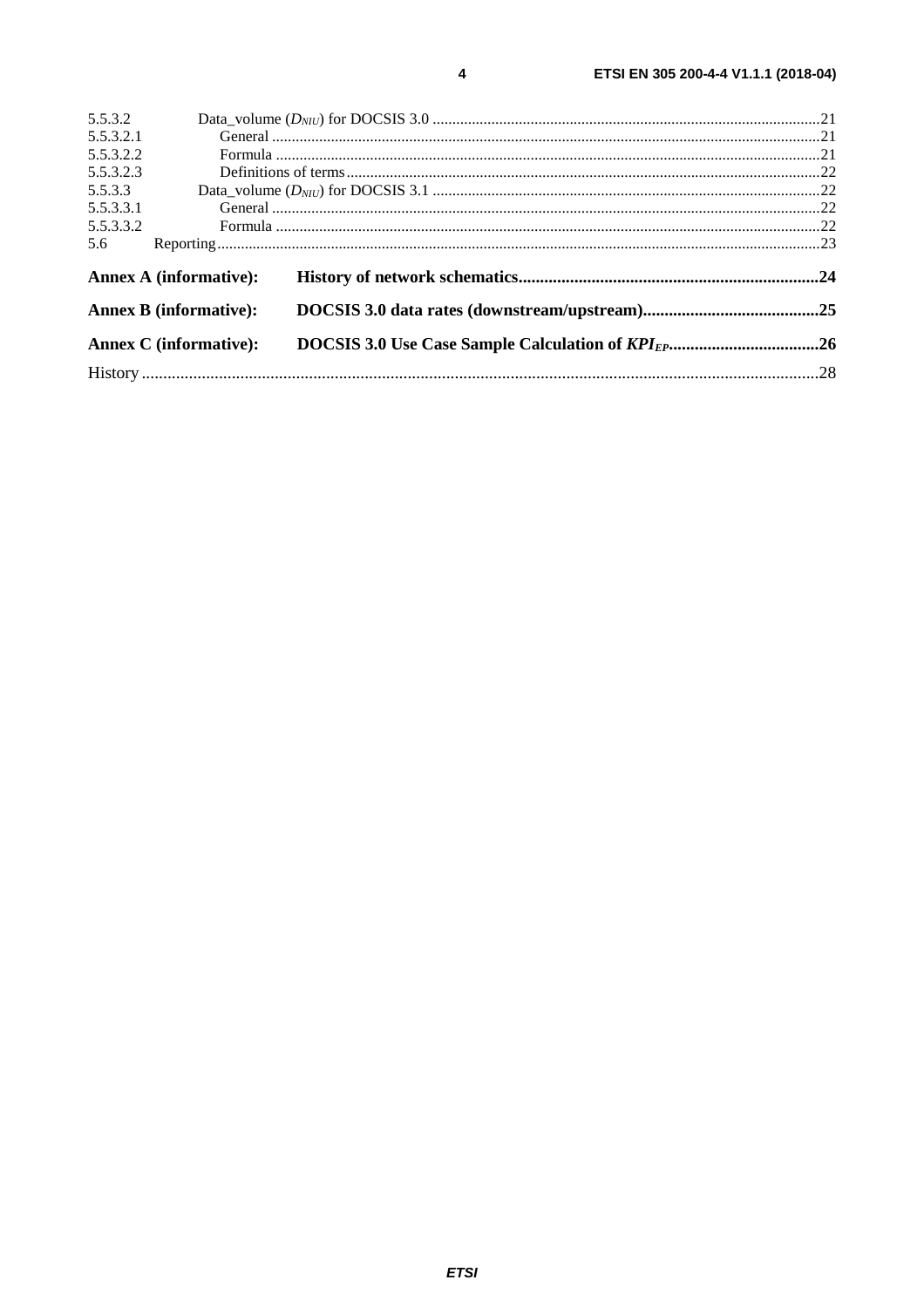5.5.3.2 Data_volume ($D_{NIU}$) for DOCSIS 3.0 .....21
5.5.3.2.1 General .....21
5.5.3.2.2 Formula .....21
5.5.3.2.3 Definitions of terms .....22
5.5.3.3 Data_volume ($D_{NIU}$) for DOCSIS 3.1 .....22
5.5.3.3.1 General .....22
5.5.3.3.2 Formula .....22
5.6 Reporting .....23

**Annex A (informative): History of network schematics .....24**

**Annex B (informative): DOCSIS 3.0 data rates (downstream/upstream) .....25**

**Annex C (informative): DOCSIS 3.0 Use Case Sample Calculation of $KPI_{EP}$ .....26**

History .....28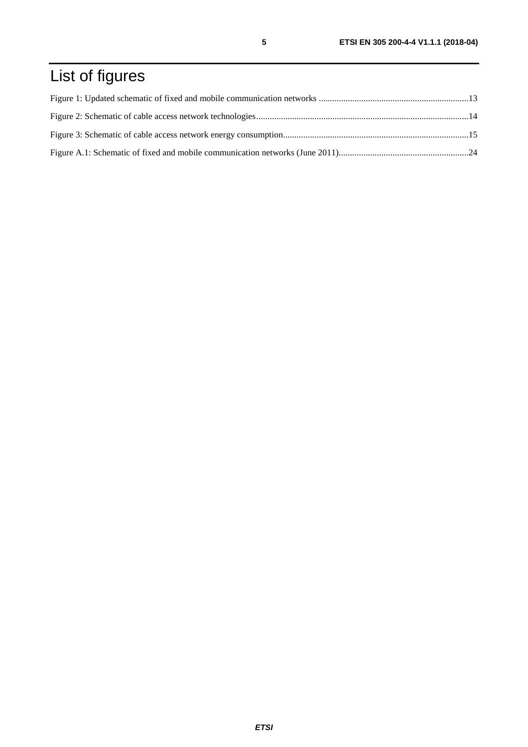# List of figures

Figure 1: Updated schematic of fixed and mobile communication networks ..................................................................13

Figure 2: Schematic of cable access network technologies..............................................................................................14

Figure 3: Schematic of cable access network energy consumption..................................................................................15

Figure A.1: Schematic of fixed and mobile communication networks (June 2011)..........................................................24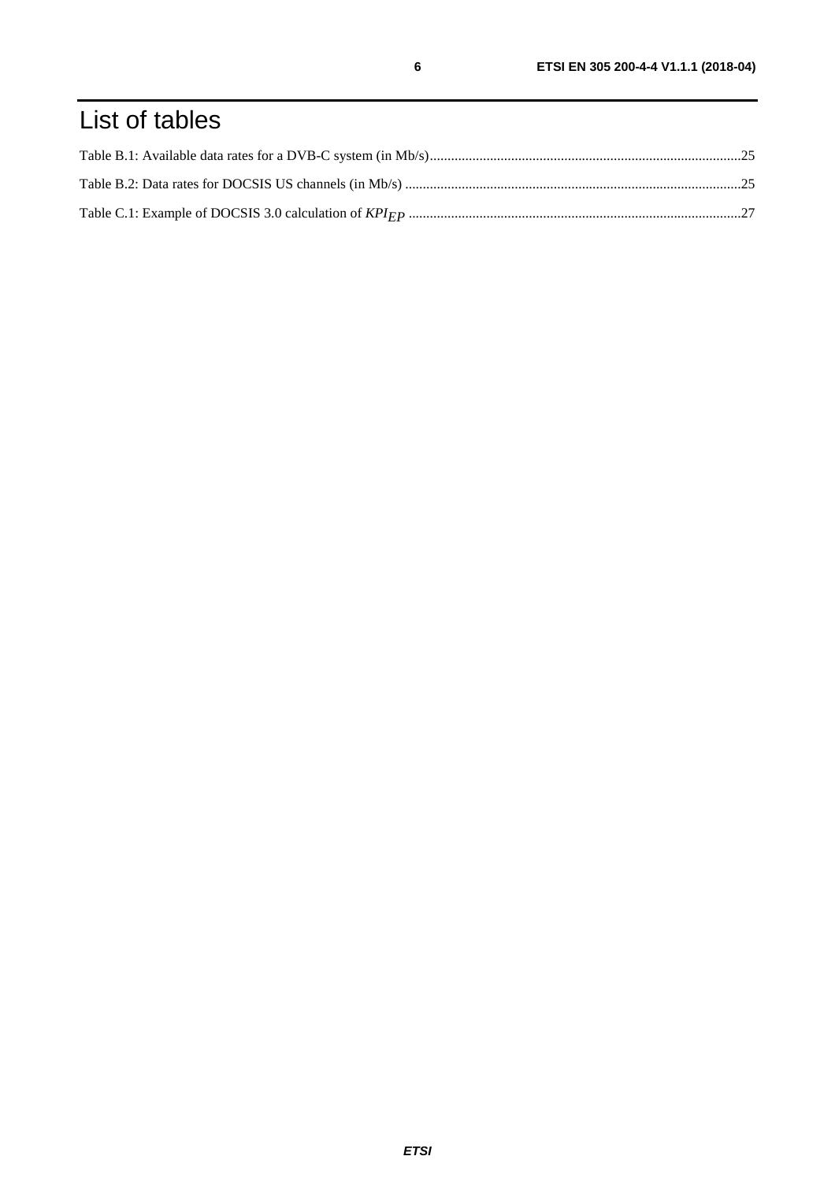# List of tables

Table B.1: Available data rates for a DVB-C system (in Mb/s)........................................................................................25

Table B.2: Data rates for DOCSIS US channels (in Mb/s) ...............................................................................................25

Table C.1: Example of DOCSIS 3.0 calculation of $KPI_{EP}$ ..............................................................................................27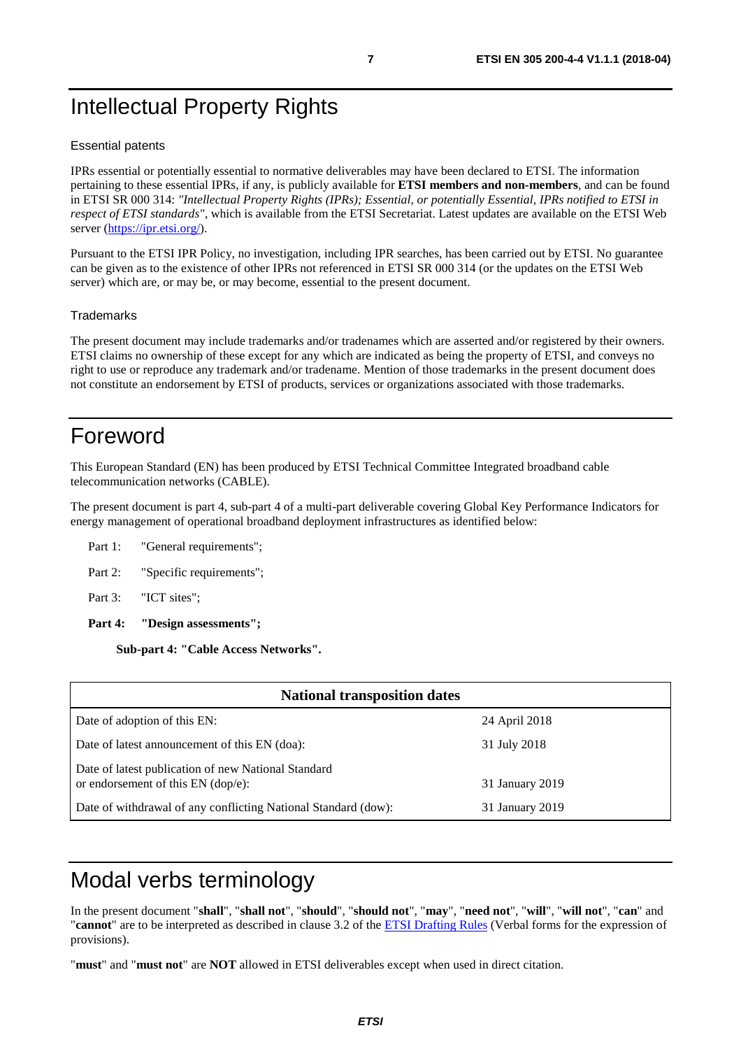# Intellectual Property Rights

## Essential patents

IPRs essential or potentially essential to normative deliverables may have been declared to ETSI. The information pertaining to these essential IPRs, if any, is publicly available for **ETSI members and non-members**, and can be found in ETSI SR 000 314: *"Intellectual Property Rights (IPRs); Essential, or potentially Essential, IPRs notified to ETSI in respect of ETSI standards"*, which is available from the ETSI Secretariat. Latest updates are available on the ETSI Web server (https://ipr.etsi.org/).

Pursuant to the ETSI IPR Policy, no investigation, including IPR searches, has been carried out by ETSI. No guarantee can be given as to the existence of other IPRs not referenced in ETSI SR 000 314 (or the updates on the ETSI Web server) which are, or may be, or may become, essential to the present document.

## Trademarks

The present document may include trademarks and/or tradenames which are asserted and/or registered by their owners. ETSI claims no ownership of these except for any which are indicated as being the property of ETSI, and conveys no right to use or reproduce any trademark and/or tradename. Mention of those trademarks in the present document does not constitute an endorsement by ETSI of products, services or organizations associated with those trademarks.

# Foreword

This European Standard (EN) has been produced by ETSI Technical Committee Integrated broadband cable telecommunication networks (CABLE).

The present document is part 4, sub-part 4 of a multi-part deliverable covering Global Key Performance Indicators for energy management of operational broadband deployment infrastructures as identified below:

Part 1: "General requirements";

Part 2: "Specific requirements";

Part 3: "ICT sites";

**Part 4: "Design assessments";**

**Sub-part 4: "Cable Access Networks".**

| National transposition dates | |
|---|---|
| Date of adoption of this EN: | 24 April 2018 |
| Date of latest announcement of this EN (doa): | 31 July 2018 |
| Date of latest publication of new National Standard or endorsement of this EN (dop/e): | 31 January 2019 |
| Date of withdrawal of any conflicting National Standard (dow): | 31 January 2019 |

# Modal verbs terminology

In the present document "**shall**", "**shall not**", "**should**", "**should not**", "**may**", "**need not**", "**will**", "**will not**", "**can**" and "**cannot**" are to be interpreted as described in clause 3.2 of the ETSI Drafting Rules (Verbal forms for the expression of provisions).

"**must**" and "**must not**" are **NOT** allowed in ETSI deliverables except when used in direct citation.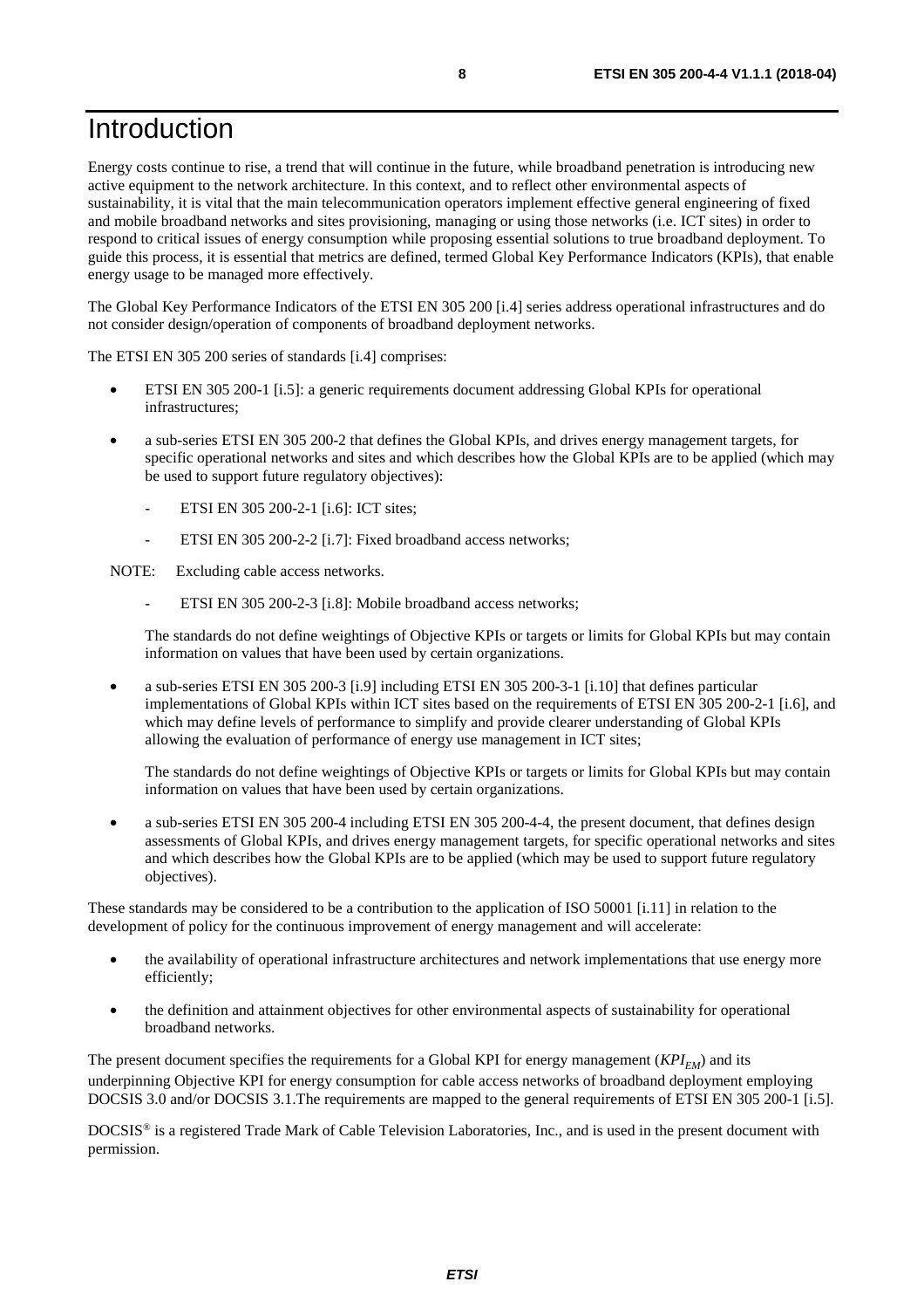# Introduction

Energy costs continue to rise, a trend that will continue in the future, while broadband penetration is introducing new active equipment to the network architecture. In this context, and to reflect other environmental aspects of sustainability, it is vital that the main telecommunication operators implement effective general engineering of fixed and mobile broadband networks and sites provisioning, managing or using those networks (i.e. ICT sites) in order to respond to critical issues of energy consumption while proposing essential solutions to true broadband deployment. To guide this process, it is essential that metrics are defined, termed Global Key Performance Indicators (KPIs), that enable energy usage to be managed more effectively.

The Global Key Performance Indicators of the ETSI EN 305 200 [i.4] series address operational infrastructures and do not consider design/operation of components of broadband deployment networks.

The ETSI EN 305 200 series of standards [i.4] comprises:

- ETSI EN 305 200-1 [i.5]: a generic requirements document addressing Global KPIs for operational infrastructures;
- a sub-series ETSI EN 305 200-2 that defines the Global KPIs, and drives energy management targets, for specific operational networks and sites and which describes how the Global KPIs are to be applied (which may be used to support future regulatory objectives):
    - ETSI EN 305 200-2-1 [i.6]: ICT sites;
    - ETSI EN 305 200-2-2 [i.7]: Fixed broadband access networks;

NOTE: Excluding cable access networks.

    - ETSI EN 305 200-2-3 [i.8]: Mobile broadband access networks;

  The standards do not define weightings of Objective KPIs or targets or limits for Global KPIs but may contain information on values that have been used by certain organizations.

- a sub-series ETSI EN 305 200-3 [i.9] including ETSI EN 305 200-3-1 [i.10] that defines particular implementations of Global KPIs within ICT sites based on the requirements of ETSI EN 305 200-2-1 [i.6], and which may define levels of performance to simplify and provide clearer understanding of Global KPIs allowing the evaluation of performance of energy use management in ICT sites;

  The standards do not define weightings of Objective KPIs or targets or limits for Global KPIs but may contain information on values that have been used by certain organizations.

- a sub-series ETSI EN 305 200-4 including ETSI EN 305 200-4-4, the present document, that defines design assessments of Global KPIs, and drives energy management targets, for specific operational networks and sites and which describes how the Global KPIs are to be applied (which may be used to support future regulatory objectives).

These standards may be considered to be a contribution to the application of ISO 50001 [i.11] in relation to the development of policy for the continuous improvement of energy management and will accelerate:

- the availability of operational infrastructure architectures and network implementations that use energy more efficiently;
- the definition and attainment objectives for other environmental aspects of sustainability for operational broadband networks.

The present document specifies the requirements for a Global KPI for energy management ($KPI_{EM}$) and its underpinning Objective KPI for energy consumption for cable access networks of broadband deployment employing DOCSIS 3.0 and/or DOCSIS 3.1.The requirements are mapped to the general requirements of ETSI EN 305 200-1 [i.5].

DOCSIS® is a registered Trade Mark of Cable Television Laboratories, Inc., and is used in the present document with permission.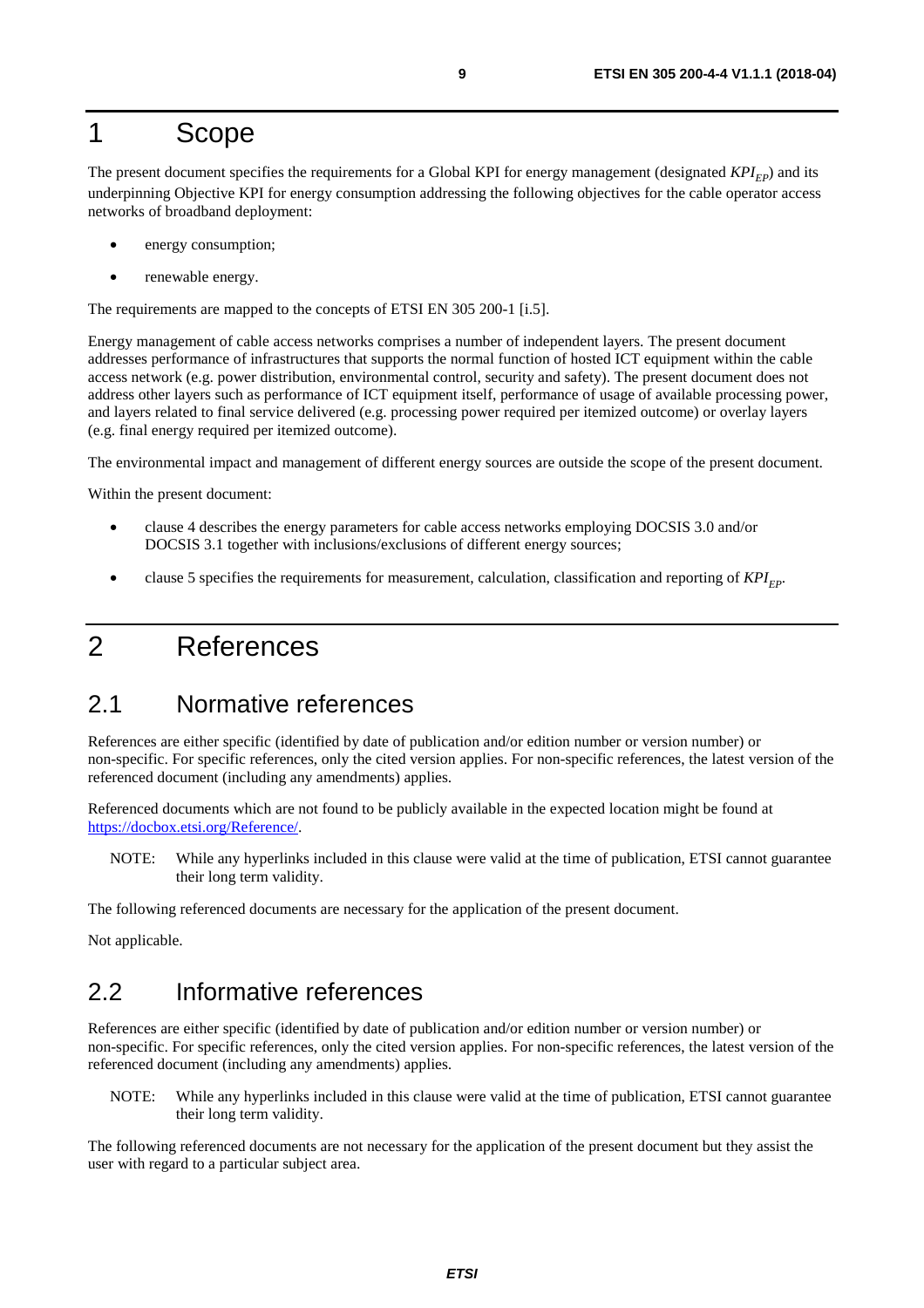# 1 Scope

The present document specifies the requirements for a Global KPI for energy management (designated $KPI_{EP}$) and its underpinning Objective KPI for energy consumption addressing the following objectives for the cable operator access networks of broadband deployment:

- energy consumption;
- renewable energy.

The requirements are mapped to the concepts of ETSI EN 305 200-1 [i.5].

Energy management of cable access networks comprises a number of independent layers. The present document addresses performance of infrastructures that supports the normal function of hosted ICT equipment within the cable access network (e.g. power distribution, environmental control, security and safety). The present document does not address other layers such as performance of ICT equipment itself, performance of usage of available processing power, and layers related to final service delivered (e.g. processing power required per itemized outcome) or overlay layers (e.g. final energy required per itemized outcome).

The environmental impact and management of different energy sources are outside the scope of the present document.

Within the present document:

- clause 4 describes the energy parameters for cable access networks employing DOCSIS 3.0 and/or DOCSIS 3.1 together with inclusions/exclusions of different energy sources;
- clause 5 specifies the requirements for measurement, calculation, classification and reporting of $KPI_{EP}$.

# 2 References

## 2.1 Normative references

References are either specific (identified by date of publication and/or edition number or version number) or non-specific. For specific references, only the cited version applies. For non-specific references, the latest version of the referenced document (including any amendments) applies.

Referenced documents which are not found to be publicly available in the expected location might be found at https://docbox.etsi.org/Reference/.

NOTE: While any hyperlinks included in this clause were valid at the time of publication, ETSI cannot guarantee their long term validity.

The following referenced documents are necessary for the application of the present document.

Not applicable.

## 2.2 Informative references

References are either specific (identified by date of publication and/or edition number or version number) or non-specific. For specific references, only the cited version applies. For non-specific references, the latest version of the referenced document (including any amendments) applies.

NOTE: While any hyperlinks included in this clause were valid at the time of publication, ETSI cannot guarantee their long term validity.

The following referenced documents are not necessary for the application of the present document but they assist the user with regard to a particular subject area.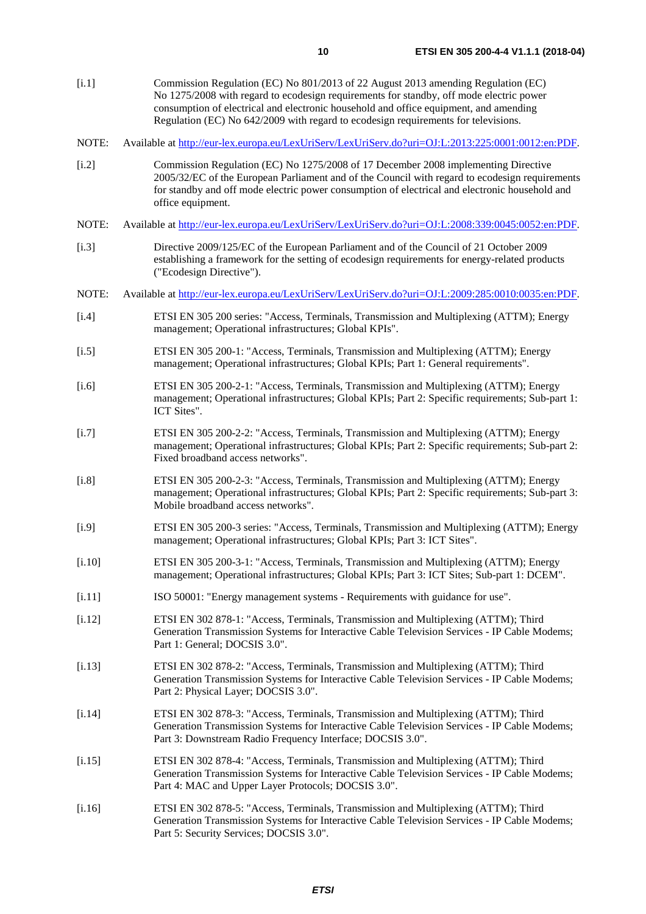[i.1] Commission Regulation (EC) No 801/2013 of 22 August 2013 amending Regulation (EC) No 1275/2008 with regard to ecodesign requirements for standby, off mode electric power consumption of electrical and electronic household and office equipment, and amending Regulation (EC) No 642/2009 with regard to ecodesign requirements for televisions.

NOTE: Available at http://eur-lex.europa.eu/LexUriServ/LexUriServ.do?uri=OJ:L:2013:225:0001:0012:en:PDF.

[i.2] Commission Regulation (EC) No 1275/2008 of 17 December 2008 implementing Directive 2005/32/EC of the European Parliament and of the Council with regard to ecodesign requirements for standby and off mode electric power consumption of electrical and electronic household and office equipment.

NOTE: Available at http://eur-lex.europa.eu/LexUriServ/LexUriServ.do?uri=OJ:L:2008:339:0045:0052:en:PDF.

[i.3] Directive 2009/125/EC of the European Parliament and of the Council of 21 October 2009 establishing a framework for the setting of ecodesign requirements for energy-related products ("Ecodesign Directive").

NOTE: Available at http://eur-lex.europa.eu/LexUriServ/LexUriServ.do?uri=OJ:L:2009:285:0010:0035:en:PDF.

[i.4] ETSI EN 305 200 series: "Access, Terminals, Transmission and Multiplexing (ATTM); Energy management; Operational infrastructures; Global KPIs".

[i.5] ETSI EN 305 200-1: "Access, Terminals, Transmission and Multiplexing (ATTM); Energy management; Operational infrastructures; Global KPIs; Part 1: General requirements".

[i.6] ETSI EN 305 200-2-1: "Access, Terminals, Transmission and Multiplexing (ATTM); Energy management; Operational infrastructures; Global KPIs; Part 2: Specific requirements; Sub-part 1: ICT Sites".

[i.7] ETSI EN 305 200-2-2: "Access, Terminals, Transmission and Multiplexing (ATTM); Energy management; Operational infrastructures; Global KPIs; Part 2: Specific requirements; Sub-part 2: Fixed broadband access networks".

[i.8] ETSI EN 305 200-2-3: "Access, Terminals, Transmission and Multiplexing (ATTM); Energy management; Operational infrastructures; Global KPIs; Part 2: Specific requirements; Sub-part 3: Mobile broadband access networks".

[i.9] ETSI EN 305 200-3 series: "Access, Terminals, Transmission and Multiplexing (ATTM); Energy management; Operational infrastructures; Global KPIs; Part 3: ICT Sites".

[i.10] ETSI EN 305 200-3-1: "Access, Terminals, Transmission and Multiplexing (ATTM); Energy management; Operational infrastructures; Global KPIs; Part 3: ICT Sites; Sub-part 1: DCEM".

[i.11] ISO 50001: "Energy management systems - Requirements with guidance for use".

[i.12] ETSI EN 302 878-1: "Access, Terminals, Transmission and Multiplexing (ATTM); Third Generation Transmission Systems for Interactive Cable Television Services - IP Cable Modems; Part 1: General; DOCSIS 3.0".

[i.13] ETSI EN 302 878-2: "Access, Terminals, Transmission and Multiplexing (ATTM); Third Generation Transmission Systems for Interactive Cable Television Services - IP Cable Modems; Part 2: Physical Layer; DOCSIS 3.0".

[i.14] ETSI EN 302 878-3: "Access, Terminals, Transmission and Multiplexing (ATTM); Third Generation Transmission Systems for Interactive Cable Television Services - IP Cable Modems; Part 3: Downstream Radio Frequency Interface; DOCSIS 3.0".

[i.15] ETSI EN 302 878-4: "Access, Terminals, Transmission and Multiplexing (ATTM); Third Generation Transmission Systems for Interactive Cable Television Services - IP Cable Modems; Part 4: MAC and Upper Layer Protocols; DOCSIS 3.0".

[i.16] ETSI EN 302 878-5: "Access, Terminals, Transmission and Multiplexing (ATTM); Third Generation Transmission Systems for Interactive Cable Television Services - IP Cable Modems; Part 5: Security Services; DOCSIS 3.0".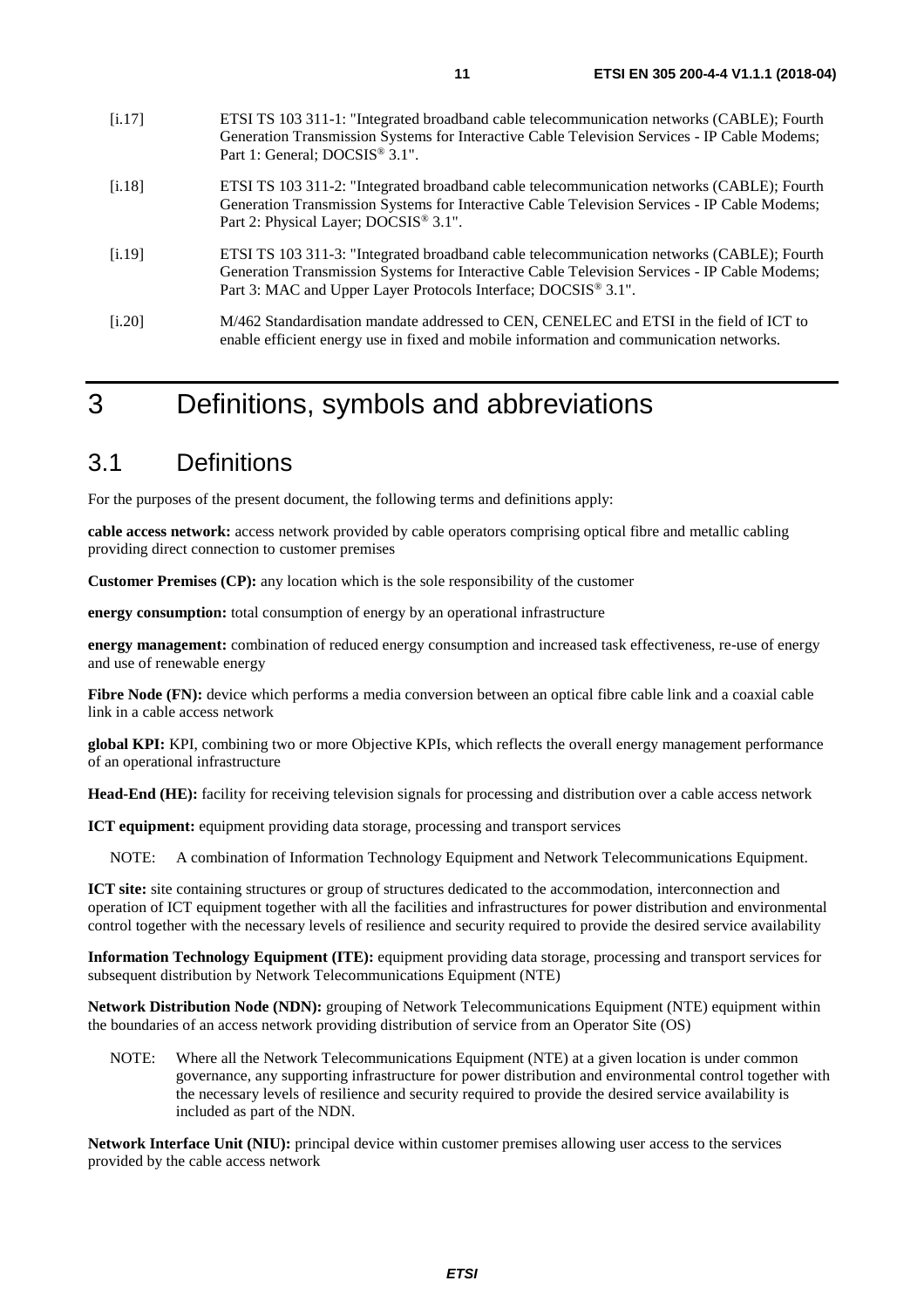[i.17] ETSI TS 103 311-1: "Integrated broadband cable telecommunication networks (CABLE); Fourth Generation Transmission Systems for Interactive Cable Television Services - IP Cable Modems; Part 1: General; DOCSIS® 3.1".

[i.18] ETSI TS 103 311-2: "Integrated broadband cable telecommunication networks (CABLE); Fourth Generation Transmission Systems for Interactive Cable Television Services - IP Cable Modems; Part 2: Physical Layer; DOCSIS® 3.1".

[i.19] ETSI TS 103 311-3: "Integrated broadband cable telecommunication networks (CABLE); Fourth Generation Transmission Systems for Interactive Cable Television Services - IP Cable Modems; Part 3: MAC and Upper Layer Protocols Interface; DOCSIS® 3.1".

[i.20] M/462 Standardisation mandate addressed to CEN, CENELEC and ETSI in the field of ICT to enable efficient energy use in fixed and mobile information and communication networks.

# 3 Definitions, symbols and abbreviations

## 3.1 Definitions

For the purposes of the present document, the following terms and definitions apply:

**cable access network:** access network provided by cable operators comprising optical fibre and metallic cabling providing direct connection to customer premises

**Customer Premises (CP):** any location which is the sole responsibility of the customer

**energy consumption:** total consumption of energy by an operational infrastructure

**energy management:** combination of reduced energy consumption and increased task effectiveness, re-use of energy and use of renewable energy

**Fibre Node (FN):** device which performs a media conversion between an optical fibre cable link and a coaxial cable link in a cable access network

**global KPI:** KPI, combining two or more Objective KPIs, which reflects the overall energy management performance of an operational infrastructure

**Head-End (HE):** facility for receiving television signals for processing and distribution over a cable access network

**ICT equipment:** equipment providing data storage, processing and transport services

NOTE: A combination of Information Technology Equipment and Network Telecommunications Equipment.

**ICT site:** site containing structures or group of structures dedicated to the accommodation, interconnection and operation of ICT equipment together with all the facilities and infrastructures for power distribution and environmental control together with the necessary levels of resilience and security required to provide the desired service availability

**Information Technology Equipment (ITE):** equipment providing data storage, processing and transport services for subsequent distribution by Network Telecommunications Equipment (NTE)

**Network Distribution Node (NDN):** grouping of Network Telecommunications Equipment (NTE) equipment within the boundaries of an access network providing distribution of service from an Operator Site (OS)

NOTE: Where all the Network Telecommunications Equipment (NTE) at a given location is under common governance, any supporting infrastructure for power distribution and environmental control together with the necessary levels of resilience and security required to provide the desired service availability is included as part of the NDN.

**Network Interface Unit (NIU):** principal device within customer premises allowing user access to the services provided by the cable access network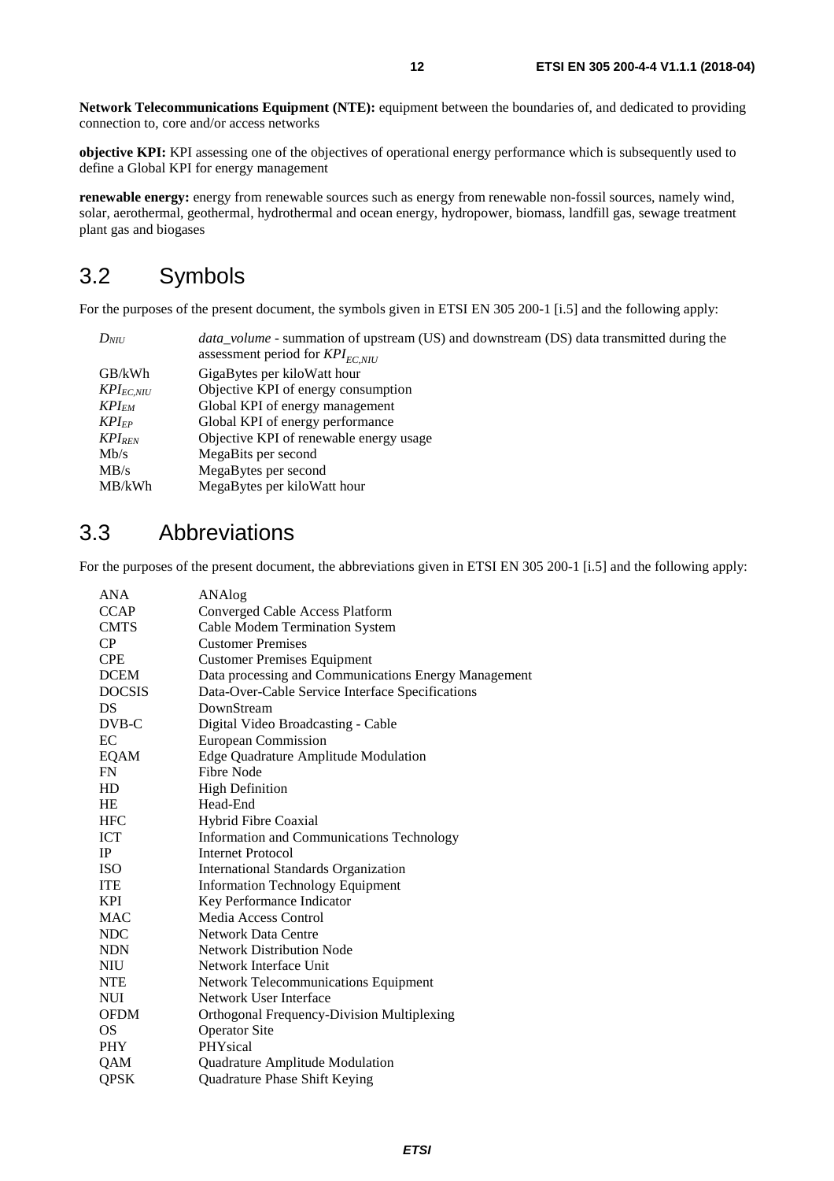**Network Telecommunications Equipment (NTE):** equipment between the boundaries of, and dedicated to providing connection to, core and/or access networks

**objective KPI:** KPI assessing one of the objectives of operational energy performance which is subsequently used to define a Global KPI for energy management

**renewable energy:** energy from renewable sources such as energy from renewable non-fossil sources, namely wind, solar, aerothermal, geothermal, hydrothermal and ocean energy, hydropower, biomass, landfill gas, sewage treatment plant gas and biogases

## 3.2 Symbols

For the purposes of the present document, the symbols given in ETSI EN 305 200-1 [i.5] and the following apply:

| | |
|---|---|
| $D_{NIU}$ | *data_volume* - summation of upstream (US) and downstream (DS) data transmitted during the assessment period for $KPI_{EC,NIU}$ |
| GB/kWh | GigaBytes per kiloWatt hour |
| $KPI_{EC,NIU}$ | Objective KPI of energy consumption |
| $KPI_{EM}$ | Global KPI of energy management |
| $KPI_{EP}$ | Global KPI of energy performance |
| $KPI_{REN}$ | Objective KPI of renewable energy usage |
| Mb/s | MegaBits per second |
| MB/s | MegaBytes per second |
| MB/kWh | MegaBytes per kiloWatt hour |

## 3.3 Abbreviations

For the purposes of the present document, the abbreviations given in ETSI EN 305 200-1 [i.5] and the following apply:

| | |
|---|---|
| ANA | ANAlog |
| CCAP | Converged Cable Access Platform |
| CMTS | Cable Modem Termination System |
| CP | Customer Premises |
| CPE | Customer Premises Equipment |
| DCEM | Data processing and Communications Energy Management |
| DOCSIS | Data-Over-Cable Service Interface Specifications |
| DS | DownStream |
| DVB-C | Digital Video Broadcasting - Cable |
| EC | European Commission |
| EQAM | Edge Quadrature Amplitude Modulation |
| FN | Fibre Node |
| HD | High Definition |
| HE | Head-End |
| HFC | Hybrid Fibre Coaxial |
| ICT | Information and Communications Technology |
| IP | Internet Protocol |
| ISO | International Standards Organization |
| ITE | Information Technology Equipment |
| KPI | Key Performance Indicator |
| MAC | Media Access Control |
| NDC | Network Data Centre |
| NDN | Network Distribution Node |
| NIU | Network Interface Unit |
| NTE | Network Telecommunications Equipment |
| NUI | Network User Interface |
| OFDM | Orthogonal Frequency-Division Multiplexing |
| OS | Operator Site |
| PHY | PHYsical |
| QAM | Quadrature Amplitude Modulation |
| QPSK | Quadrature Phase Shift Keying |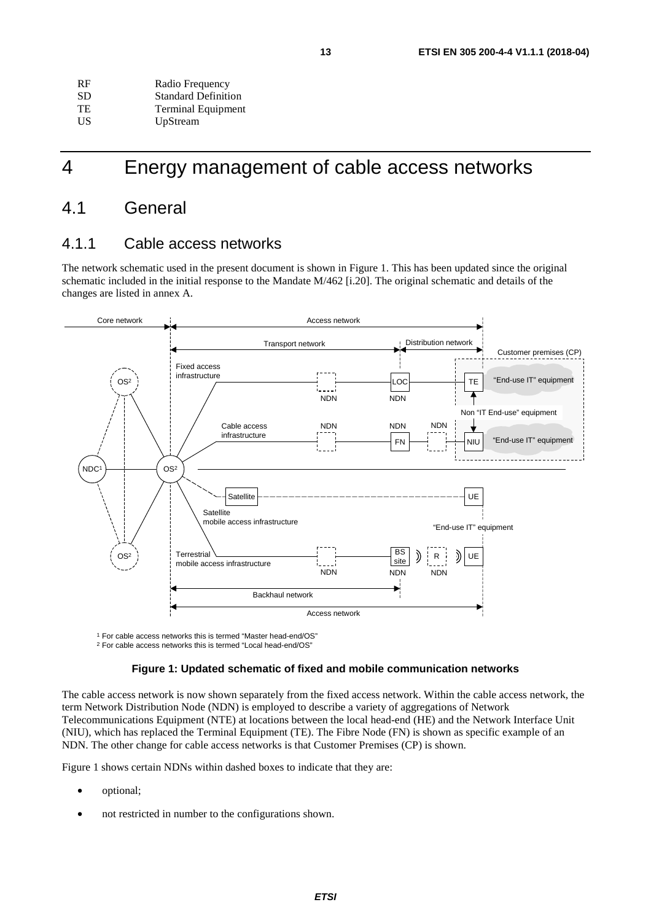| | |
|---|---|
| RF | Radio Frequency |
| SD | Standard Definition |
| TE | Terminal Equipment |
| US | UpStream |

# 4 Energy management of cable access networks

## 4.1 General

### 4.1.1 Cable access networks

The network schematic used in the present document is shown in Figure 1. This has been updated since the original schematic included in the initial response to the Mandate M/462 [i.20]. The original schematic and details of the changes are listed in annex A.

[1] For cable access networks this is termed "Master head-end/OS"
[2] For cable access networks this is termed "Local head-end/OS"

**Figure 1: Updated schematic of fixed and mobile communication networks**

The cable access network is now shown separately from the fixed access network. Within the cable access network, the term Network Distribution Node (NDN) is employed to describe a variety of aggregations of Network Telecommunications Equipment (NTE) at locations between the local head-end (HE) and the Network Interface Unit (NIU), which has replaced the Terminal Equipment (TE). The Fibre Node (FN) is shown as specific example of an NDN. The other change for cable access networks is that Customer Premises (CP) is shown.

Figure 1 shows certain NDNs within dashed boxes to indicate that they are:

- optional;
- not restricted in number to the configurations shown.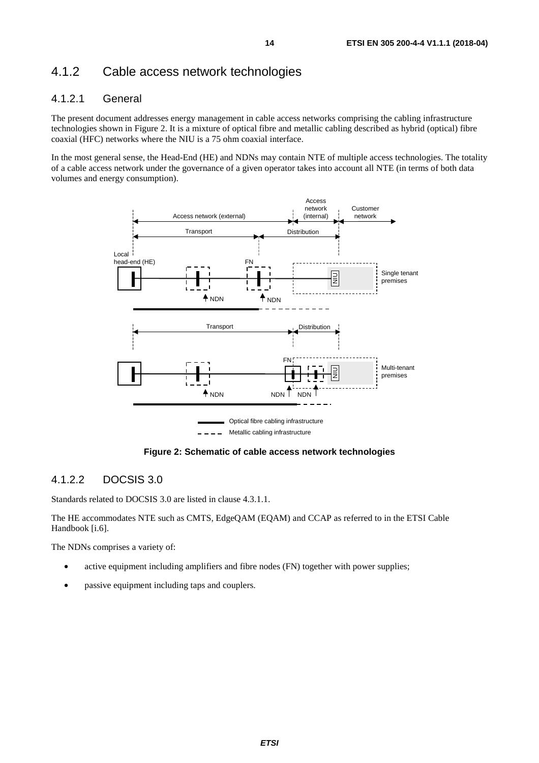## 4.1.2 Cable access network technologies

### 4.1.2.1 General

The present document addresses energy management in cable access networks comprising the cabling infrastructure technologies shown in Figure 2. It is a mixture of optical fibre and metallic cabling described as hybrid (optical) fibre coaxial (HFC) networks where the NIU is a 75 ohm coaxial interface.

In the most general sense, the Head-End (HE) and NDNs may contain NTE of multiple access technologies. The totality of a cable access network under the governance of a given operator takes into account all NTE (in terms of both data volumes and energy consumption).

**Figure 2: Schematic of cable access network technologies**

### 4.1.2.2 DOCSIS 3.0

Standards related to DOCSIS 3.0 are listed in clause 4.3.1.1.

The HE accommodates NTE such as CMTS, EdgeQAM (EQAM) and CCAP as referred to in the ETSI Cable Handbook [i.6].

The NDNs comprises a variety of:

- active equipment including amplifiers and fibre nodes (FN) together with power supplies;
- passive equipment including taps and couplers.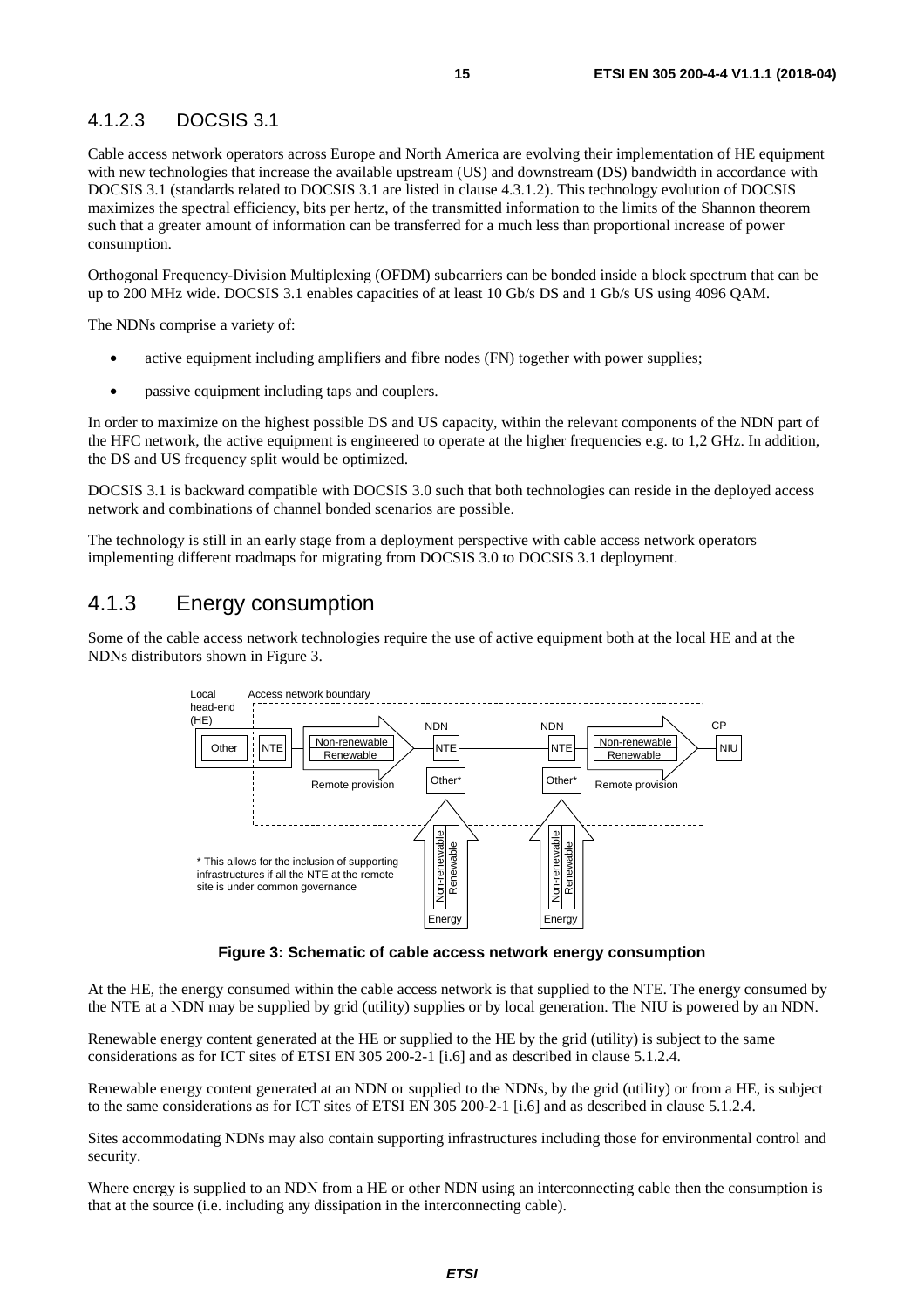### 4.1.2.3 DOCSIS 3.1

Cable access network operators across Europe and North America are evolving their implementation of HE equipment with new technologies that increase the available upstream (US) and downstream (DS) bandwidth in accordance with DOCSIS 3.1 (standards related to DOCSIS 3.1 are listed in clause 4.3.1.2). This technology evolution of DOCSIS maximizes the spectral efficiency, bits per hertz, of the transmitted information to the limits of the Shannon theorem such that a greater amount of information can be transferred for a much less than proportional increase of power consumption.

Orthogonal Frequency-Division Multiplexing (OFDM) subcarriers can be bonded inside a block spectrum that can be up to 200 MHz wide. DOCSIS 3.1 enables capacities of at least 10 Gb/s DS and 1 Gb/s US using 4096 QAM.

The NDNs comprise a variety of:

- active equipment including amplifiers and fibre nodes (FN) together with power supplies;
- passive equipment including taps and couplers.

In order to maximize on the highest possible DS and US capacity, within the relevant components of the NDN part of the HFC network, the active equipment is engineered to operate at the higher frequencies e.g. to 1,2 GHz. In addition, the DS and US frequency split would be optimized.

DOCSIS 3.1 is backward compatible with DOCSIS 3.0 such that both technologies can reside in the deployed access network and combinations of channel bonded scenarios are possible.

The technology is still in an early stage from a deployment perspective with cable access network operators implementing different roadmaps for migrating from DOCSIS 3.0 to DOCSIS 3.1 deployment.

## 4.1.3 Energy consumption

Some of the cable access network technologies require the use of active equipment both at the local HE and at the NDNs distributors shown in Figure 3.

**Figure 3: Schematic of cable access network energy consumption**

At the HE, the energy consumed within the cable access network is that supplied to the NTE. The energy consumed by the NTE at a NDN may be supplied by grid (utility) supplies or by local generation. The NIU is powered by an NDN.

Renewable energy content generated at the HE or supplied to the HE by the grid (utility) is subject to the same considerations as for ICT sites of ETSI EN 305 200-2-1 [i.6] and as described in clause 5.1.2.4.

Renewable energy content generated at an NDN or supplied to the NDNs, by the grid (utility) or from a HE, is subject to the same considerations as for ICT sites of ETSI EN 305 200-2-1 [i.6] and as described in clause 5.1.2.4.

Sites accommodating NDNs may also contain supporting infrastructures including those for environmental control and security.

Where energy is supplied to an NDN from a HE or other NDN using an interconnecting cable then the consumption is that at the source (i.e. including any dissipation in the interconnecting cable).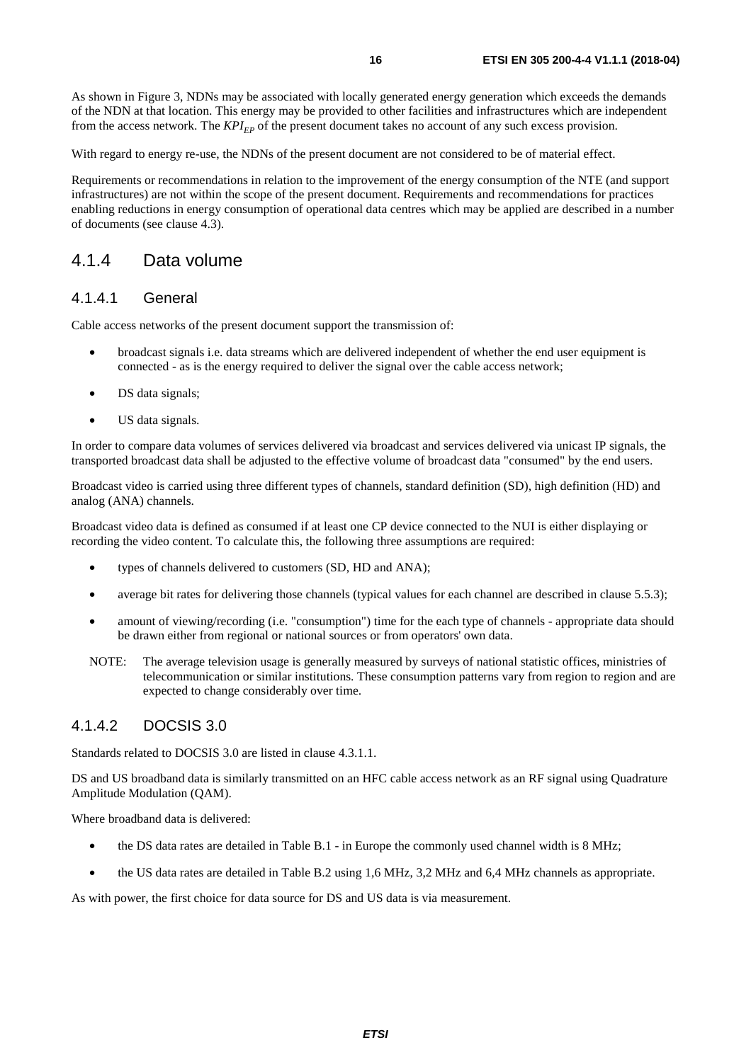As shown in Figure 3, NDNs may be associated with locally generated energy generation which exceeds the demands of the NDN at that location. This energy may be provided to other facilities and infrastructures which are independent from the access network. The $KPI_{EP}$ of the present document takes no account of any such excess provision.

With regard to energy re-use, the NDNs of the present document are not considered to be of material effect.

Requirements or recommendations in relation to the improvement of the energy consumption of the NTE (and support infrastructures) are not within the scope of the present document. Requirements and recommendations for practices enabling reductions in energy consumption of operational data centres which may be applied are described in a number of documents (see clause 4.3).

## 4.1.4 Data volume

### 4.1.4.1 General

Cable access networks of the present document support the transmission of:

- broadcast signals i.e. data streams which are delivered independent of whether the end user equipment is connected - as is the energy required to deliver the signal over the cable access network;
- DS data signals;
- US data signals.

In order to compare data volumes of services delivered via broadcast and services delivered via unicast IP signals, the transported broadcast data shall be adjusted to the effective volume of broadcast data "consumed" by the end users.

Broadcast video is carried using three different types of channels, standard definition (SD), high definition (HD) and analog (ANA) channels.

Broadcast video data is defined as consumed if at least one CP device connected to the NUI is either displaying or recording the video content. To calculate this, the following three assumptions are required:

- types of channels delivered to customers (SD, HD and ANA);
- average bit rates for delivering those channels (typical values for each channel are described in clause 5.5.3);
- amount of viewing/recording (i.e. "consumption") time for the each type of channels - appropriate data should be drawn either from regional or national sources or from operators' own data.

NOTE: The average television usage is generally measured by surveys of national statistic offices, ministries of telecommunication or similar institutions. These consumption patterns vary from region to region and are expected to change considerably over time.

### 4.1.4.2 DOCSIS 3.0

Standards related to DOCSIS 3.0 are listed in clause 4.3.1.1.

DS and US broadband data is similarly transmitted on an HFC cable access network as an RF signal using Quadrature Amplitude Modulation (QAM).

Where broadband data is delivered:

- the DS data rates are detailed in Table B.1 - in Europe the commonly used channel width is 8 MHz;
- the US data rates are detailed in Table B.2 using 1,6 MHz, 3,2 MHz and 6,4 MHz channels as appropriate.

As with power, the first choice for data source for DS and US data is via measurement.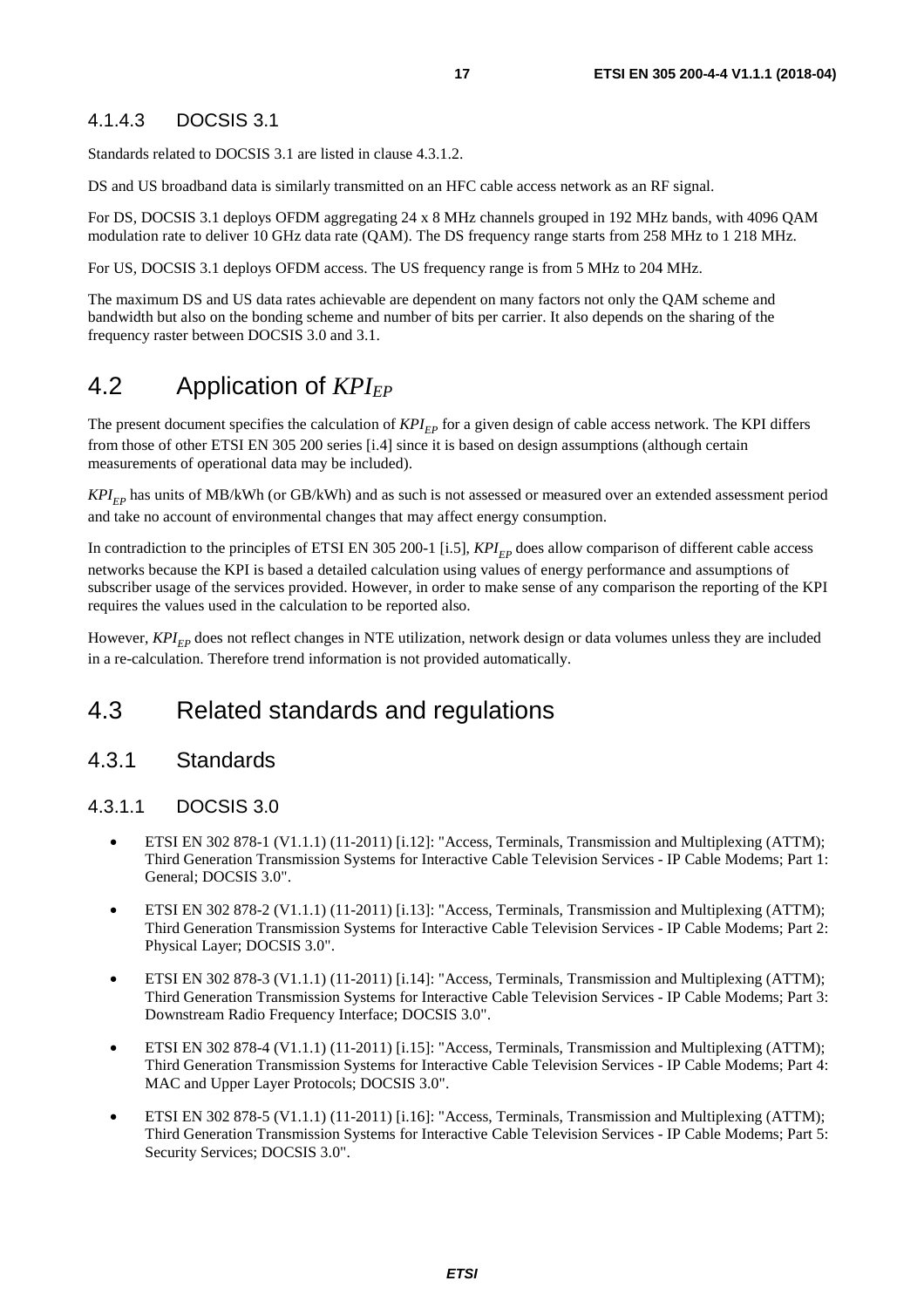#### 4.1.4.3 DOCSIS 3.1

Standards related to DOCSIS 3.1 are listed in clause 4.3.1.2.

DS and US broadband data is similarly transmitted on an HFC cable access network as an RF signal.

For DS, DOCSIS 3.1 deploys OFDM aggregating 24 x 8 MHz channels grouped in 192 MHz bands, with 4096 QAM modulation rate to deliver 10 GHz data rate (QAM). The DS frequency range starts from 258 MHz to 1 218 MHz.

For US, DOCSIS 3.1 deploys OFDM access. The US frequency range is from 5 MHz to 204 MHz.

The maximum DS and US data rates achievable are dependent on many factors not only the QAM scheme and bandwidth but also on the bonding scheme and number of bits per carrier. It also depends on the sharing of the frequency raster between DOCSIS 3.0 and 3.1.

## 4.2 Application of $KPI_{EP}$

The present document specifies the calculation of $KPI_{EP}$ for a given design of cable access network. The KPI differs from those of other ETSI EN 305 200 series [i.4] since it is based on design assumptions (although certain measurements of operational data may be included).

$KPI_{EP}$ has units of MB/kWh (or GB/kWh) and as such is not assessed or measured over an extended assessment period and take no account of environmental changes that may affect energy consumption.

In contradiction to the principles of ETSI EN 305 200-1 [i.5], $KPI_{EP}$ does allow comparison of different cable access networks because the KPI is based a detailed calculation using values of energy performance and assumptions of subscriber usage of the services provided. However, in order to make sense of any comparison the reporting of the KPI requires the values used in the calculation to be reported also.

However, $KPI_{EP}$ does not reflect changes in NTE utilization, network design or data volumes unless they are included in a re-calculation. Therefore trend information is not provided automatically.

## 4.3 Related standards and regulations

### 4.3.1 Standards

#### 4.3.1.1 DOCSIS 3.0

- ETSI EN 302 878-1 (V1.1.1) (11-2011) [i.12]: "Access, Terminals, Transmission and Multiplexing (ATTM); Third Generation Transmission Systems for Interactive Cable Television Services - IP Cable Modems; Part 1: General; DOCSIS 3.0".
- ETSI EN 302 878-2 (V1.1.1) (11-2011) [i.13]: "Access, Terminals, Transmission and Multiplexing (ATTM); Third Generation Transmission Systems for Interactive Cable Television Services - IP Cable Modems; Part 2: Physical Layer; DOCSIS 3.0".
- ETSI EN 302 878-3 (V1.1.1) (11-2011) [i.14]: "Access, Terminals, Transmission and Multiplexing (ATTM); Third Generation Transmission Systems for Interactive Cable Television Services - IP Cable Modems; Part 3: Downstream Radio Frequency Interface; DOCSIS 3.0".
- ETSI EN 302 878-4 (V1.1.1) (11-2011) [i.15]: "Access, Terminals, Transmission and Multiplexing (ATTM); Third Generation Transmission Systems for Interactive Cable Television Services - IP Cable Modems; Part 4: MAC and Upper Layer Protocols; DOCSIS 3.0".
- ETSI EN 302 878-5 (V1.1.1) (11-2011) [i.16]: "Access, Terminals, Transmission and Multiplexing (ATTM); Third Generation Transmission Systems for Interactive Cable Television Services - IP Cable Modems; Part 5: Security Services; DOCSIS 3.0".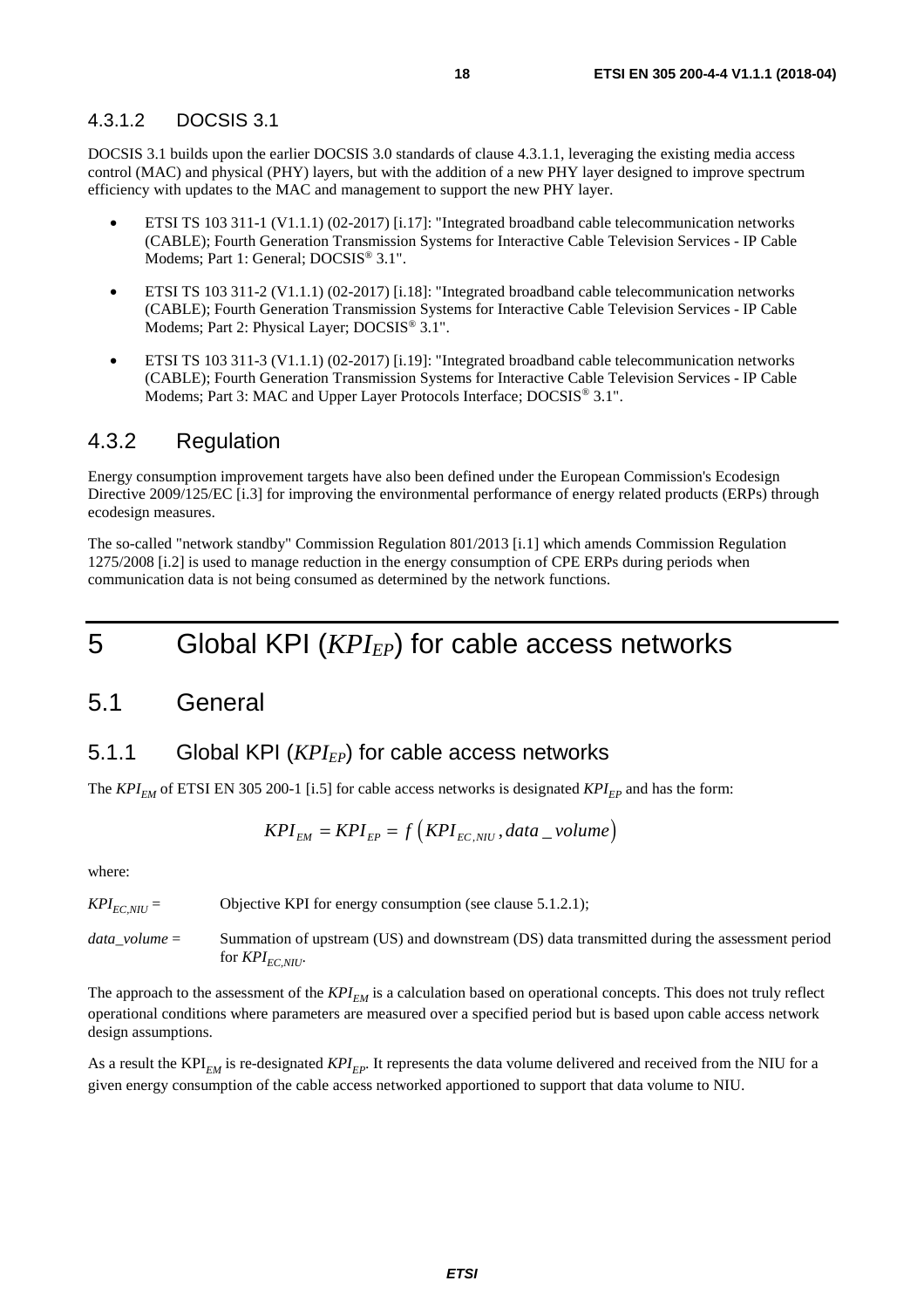#### 4.3.1.2 DOCSIS 3.1

DOCSIS 3.1 builds upon the earlier DOCSIS 3.0 standards of clause 4.3.1.1, leveraging the existing media access control (MAC) and physical (PHY) layers, but with the addition of a new PHY layer designed to improve spectrum efficiency with updates to the MAC and management to support the new PHY layer.

- ETSI TS 103 311-1 (V1.1.1) (02-2017) [i.17]: "Integrated broadband cable telecommunication networks (CABLE); Fourth Generation Transmission Systems for Interactive Cable Television Services - IP Cable Modems; Part 1: General; DOCSIS® 3.1".
- ETSI TS 103 311-2 (V1.1.1) (02-2017) [i.18]: "Integrated broadband cable telecommunication networks (CABLE); Fourth Generation Transmission Systems for Interactive Cable Television Services - IP Cable Modems; Part 2: Physical Layer; DOCSIS® 3.1".
- ETSI TS 103 311-3 (V1.1.1) (02-2017) [i.19]: "Integrated broadband cable telecommunication networks (CABLE); Fourth Generation Transmission Systems for Interactive Cable Television Services - IP Cable Modems; Part 3: MAC and Upper Layer Protocols Interface; DOCSIS® 3.1".

### 4.3.2 Regulation

Energy consumption improvement targets have also been defined under the European Commission's Ecodesign Directive 2009/125/EC [i.3] for improving the environmental performance of energy related products (ERPs) through ecodesign measures.

The so-called "network standby" Commission Regulation 801/2013 [i.1] which amends Commission Regulation 1275/2008 [i.2] is used to manage reduction in the energy consumption of CPE ERPs during periods when communication data is not being consumed as determined by the network functions.

# 5 Global KPI ($KPI_{EP}$) for cable access networks

## 5.1 General

### 5.1.1 Global KPI ($KPI_{EP}$) for cable access networks

The $KPI_{EM}$ of ETSI EN 305 200-1 [i.5] for cable access networks is designated $KPI_{EP}$ and has the form:

$$KPI_{EM} = KPI_{EP} = f\left(KPI_{EC,NIU}, data\_volume\right)$$

where:

$KPI_{EC,NIU}$ = Objective KPI for energy consumption (see clause 5.1.2.1);

$data\_volume$ = Summation of upstream (US) and downstream (DS) data transmitted during the assessment period for $KPI_{EC,NIU}$.

The approach to the assessment of the $KPI_{EM}$ is a calculation based on operational concepts. This does not truly reflect operational conditions where parameters are measured over a specified period but is based upon cable access network design assumptions.

As a result the $KPI_{EM}$ is re-designated $KPI_{EP}$. It represents the data volume delivered and received from the NIU for a given energy consumption of the cable access networked apportioned to support that data volume to NIU.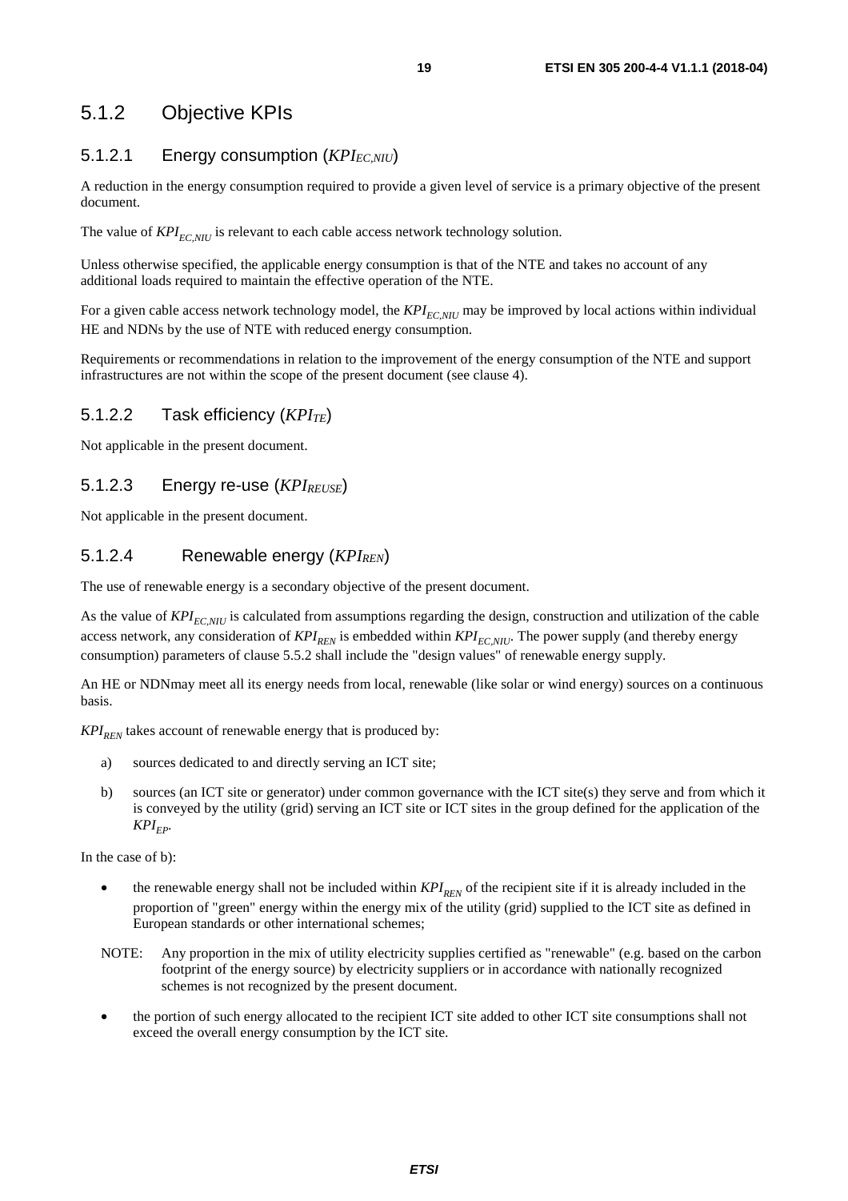## 5.1.2 Objective KPIs

### 5.1.2.1 Energy consumption ($KPI_{EC,NIU}$)

A reduction in the energy consumption required to provide a given level of service is a primary objective of the present document.

The value of $KPI_{EC,NIU}$ is relevant to each cable access network technology solution.

Unless otherwise specified, the applicable energy consumption is that of the NTE and takes no account of any additional loads required to maintain the effective operation of the NTE.

For a given cable access network technology model, the $KPI_{EC,NIU}$ may be improved by local actions within individual HE and NDNs by the use of NTE with reduced energy consumption.

Requirements or recommendations in relation to the improvement of the energy consumption of the NTE and support infrastructures are not within the scope of the present document (see clause 4).

### 5.1.2.2 Task efficiency ($KPI_{TE}$)

Not applicable in the present document.

### 5.1.2.3 Energy re-use ($KPI_{REUSE}$)

Not applicable in the present document.

### 5.1.2.4 Renewable energy ($KPI_{REN}$)

The use of renewable energy is a secondary objective of the present document.

As the value of $KPI_{EC,NIU}$ is calculated from assumptions regarding the design, construction and utilization of the cable access network, any consideration of $KPI_{REN}$ is embedded within $KPI_{EC,NIU}$. The power supply (and thereby energy consumption) parameters of clause 5.5.2 shall include the "design values" of renewable energy supply.

An HE or NDNmay meet all its energy needs from local, renewable (like solar or wind energy) sources on a continuous basis.

$KPI_{REN}$ takes account of renewable energy that is produced by:

a) sources dedicated to and directly serving an ICT site;

b) sources (an ICT site or generator) under common governance with the ICT site(s) they serve and from which it is conveyed by the utility (grid) serving an ICT site or ICT sites in the group defined for the application of the $KPI_{EP}$.

In the case of b):

- the renewable energy shall not be included within $KPI_{REN}$ of the recipient site if it is already included in the proportion of "green" energy within the energy mix of the utility (grid) supplied to the ICT site as defined in European standards or other international schemes;

NOTE: Any proportion in the mix of utility electricity supplies certified as "renewable" (e.g. based on the carbon footprint of the energy source) by electricity suppliers or in accordance with nationally recognized schemes is not recognized by the present document.

- the portion of such energy allocated to the recipient ICT site added to other ICT site consumptions shall not exceed the overall energy consumption by the ICT site.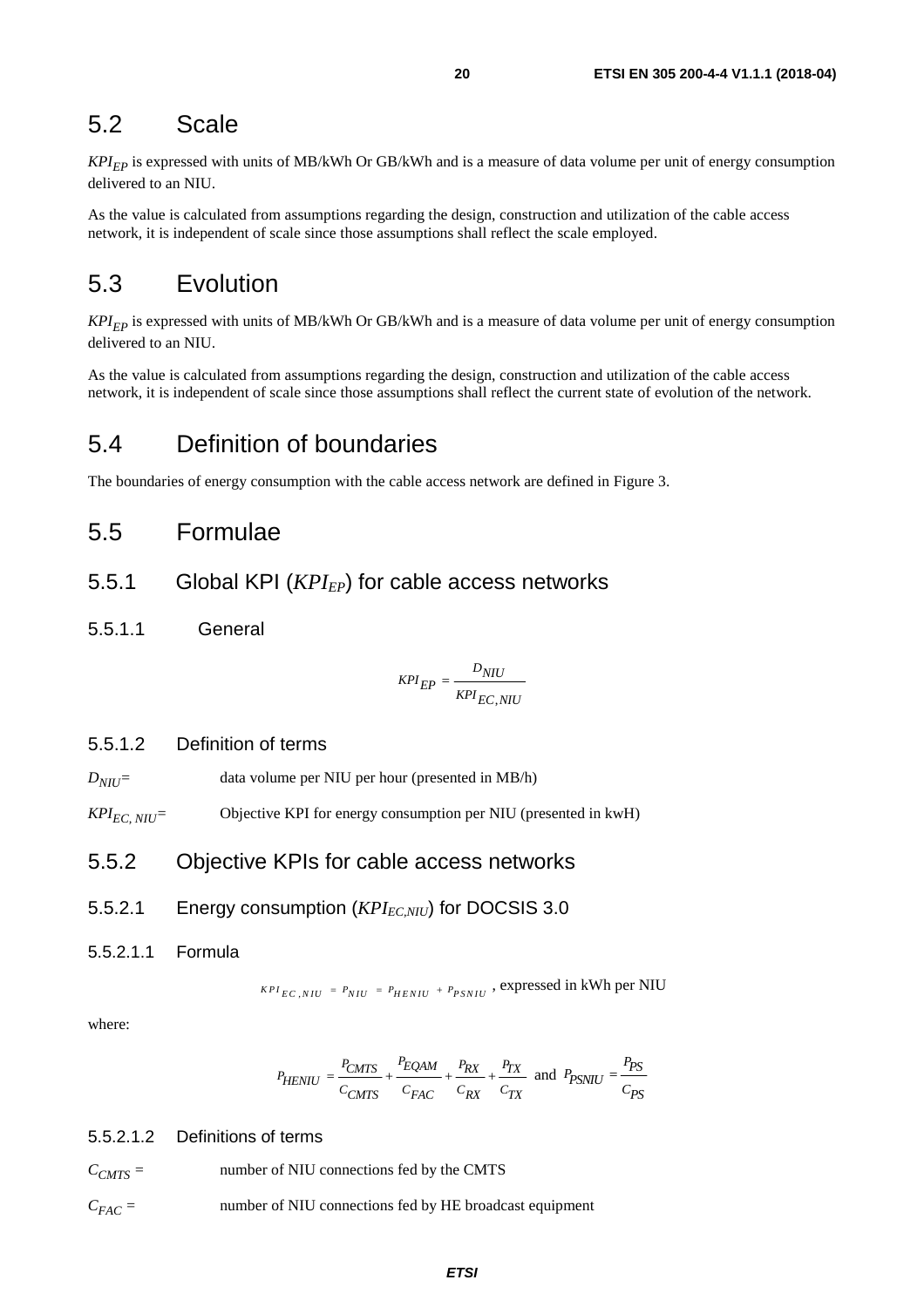## 5.2 Scale

$KPI_{EP}$ is expressed with units of MB/kWh Or GB/kWh and is a measure of data volume per unit of energy consumption delivered to an NIU.

As the value is calculated from assumptions regarding the design, construction and utilization of the cable access network, it is independent of scale since those assumptions shall reflect the scale employed.

## 5.3 Evolution

$KPI_{EP}$ is expressed with units of MB/kWh Or GB/kWh and is a measure of data volume per unit of energy consumption delivered to an NIU.

As the value is calculated from assumptions regarding the design, construction and utilization of the cable access network, it is independent of scale since those assumptions shall reflect the current state of evolution of the network.

## 5.4 Definition of boundaries

The boundaries of energy consumption with the cable access network are defined in Figure 3.

## 5.5 Formulae

### 5.5.1 Global KPI ($KPI_{EP}$) for cable access networks

#### 5.5.1.1 General

$$KPI_{EP} = \frac{D_{NIU}}{KPI_{EC,NIU}}$$

#### 5.5.1.2 Definition of terms

$D_{NIU}$= data volume per NIU per hour (presented in MB/h)

$KPI_{EC,\,NIU}$= Objective KPI for energy consumption per NIU (presented in kwH)

### 5.5.2 Objective KPIs for cable access networks

#### 5.5.2.1 Energy consumption ($KPI_{EC,NIU}$) for DOCSIS 3.0

##### 5.5.2.1.1 Formula

$$KPI_{EC,NIU} = P_{NIU} = P_{HENIU} + P_{PSNIU}$$ , expressed in kWh per NIU

where:

$$P_{HENIU} = \frac{P_{CMTS}}{C_{CMTS}} + \frac{P_{EQAM}}{C_{FAC}} + \frac{P_{RX}}{C_{RX}} + \frac{P_{TX}}{C_{TX}} \text{ and } P_{PSNIU} = \frac{P_{PS}}{C_{PS}}$$

##### 5.5.2.1.2 Definitions of terms

$C_{CMTS}$ = number of NIU connections fed by the CMTS

$C_{FAC}$ = number of NIU connections fed by HE broadcast equipment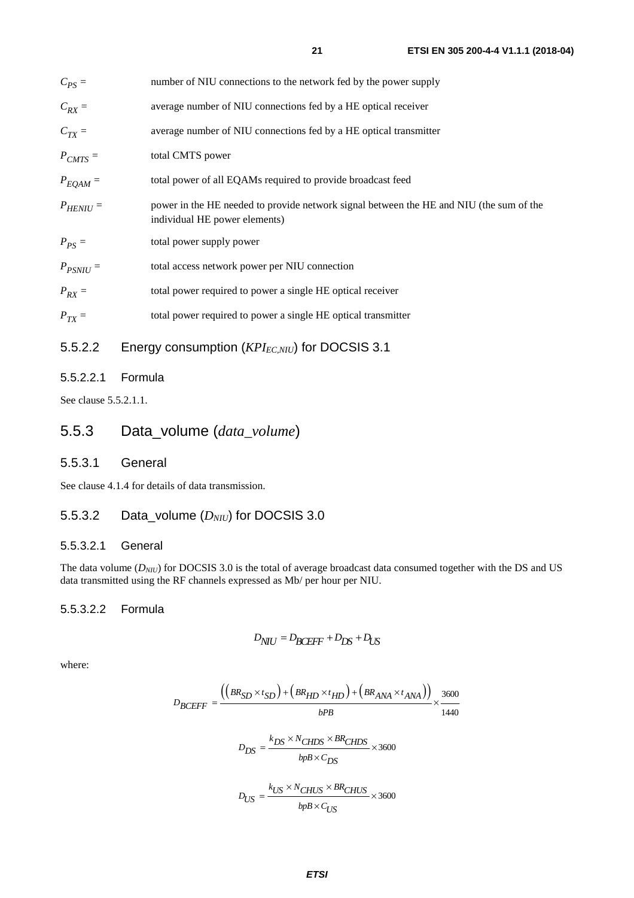$C_{PS}$ = number of NIU connections to the network fed by the power supply

$C_{RX}$ = average number of NIU connections fed by a HE optical receiver

$C_{TX}$ = average number of NIU connections fed by a HE optical transmitter

$P_{CMTS}$ = total CMTS power

$P_{EQAM}$ = total power of all EQAMs required to provide broadcast feed

$P_{HENIU}$ = power in the HE needed to provide network signal between the HE and NIU (the sum of the individual HE power elements)

$P_{PS}$ = total power supply power

$P_{PSNIU}$ = total access network power per NIU connection

$P_{RX}$ = total power required to power a single HE optical receiver

$P_{TX}$ = total power required to power a single HE optical transmitter

### 5.5.2.2 Energy consumption ($KPI_{EC,NIU}$) for DOCSIS 3.1

#### 5.5.2.2.1 Formula

See clause 5.5.2.1.1.

## 5.5.3 Data_volume (*data_volume*)

### 5.5.3.1 General

See clause 4.1.4 for details of data transmission.

### 5.5.3.2 Data_volume ($D_{NIU}$) for DOCSIS 3.0

#### 5.5.3.2.1 General

The data volume ($D_{NIU}$) for DOCSIS 3.0 is the total of average broadcast data consumed together with the DS and US data transmitted using the RF channels expressed as Mb/ per hour per NIU.

#### 5.5.3.2.2 Formula

$$D_{NIU} = D_{BCEFF} + D_{DS} + D_{US}$$

where:

$$D_{BCEFF} = \frac{\left(\left(BR_{SD} \times t_{SD}\right) + \left(BR_{HD} \times t_{HD}\right) + \left(BR_{ANA} \times t_{ANA}\right)\right)}{bPB} \times \frac{3600}{1440}$$

$$D_{DS} = \frac{k_{DS} \times N_{CHDS} \times BR_{CHDS}}{bpB \times C_{DS}} \times 3600$$

$$D_{US} = \frac{k_{US} \times N_{CHUS} \times BR_{CHUS}}{bpB \times C_{US}} \times 3600$$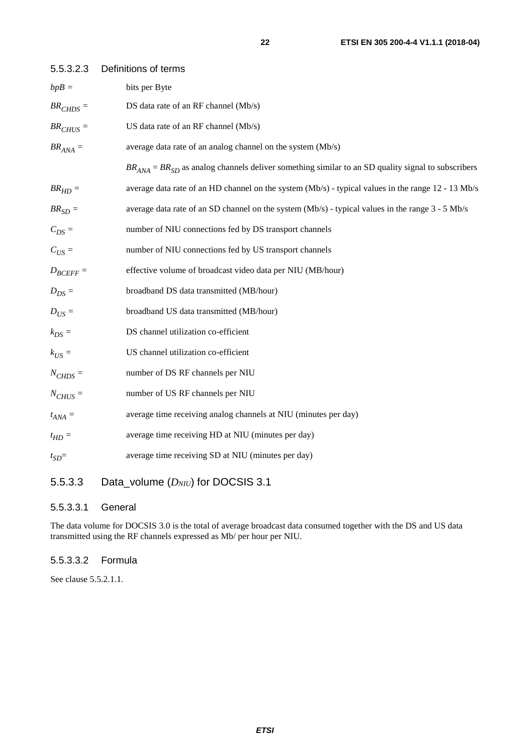#### 5.5.3.2.3 Definitions of terms

$bpB$ = bits per Byte

$BR_{CHDS}$ = DS data rate of an RF channel (Mb/s)

$BR_{CHUS}$ = US data rate of an RF channel (Mb/s)

$BR_{ANA}$ = average data rate of an analog channel on the system (Mb/s)

$BR_{ANA} = BR_{SD}$ as analog channels deliver something similar to an SD quality signal to subscribers

$BR_{HD}$ = average data rate of an HD channel on the system (Mb/s) - typical values in the range 12 - 13 Mb/s

$BR_{SD}$ = average data rate of an SD channel on the system (Mb/s) - typical values in the range 3 - 5 Mb/s

$C_{DS}$ = number of NIU connections fed by DS transport channels

$C_{US}$ = number of NIU connections fed by US transport channels

$D_{BCEFF}$ = effective volume of broadcast video data per NIU (MB/hour)

$D_{DS}$ = broadband DS data transmitted (MB/hour)

$D_{US}$ = broadband US data transmitted (MB/hour)

$k_{DS}$ = DS channel utilization co-efficient

$k_{US}$ = US channel utilization co-efficient

$N_{CHDS}$ = number of DS RF channels per NIU

$N_{CHUS}$ = number of US RF channels per NIU

$t_{ANA}$ = average time receiving analog channels at NIU (minutes per day)

$t_{HD}$ = average time receiving HD at NIU (minutes per day)

$t_{SD}$= average time receiving SD at NIU (minutes per day)

### 5.5.3.3 Data_volume ($D_{NIU}$) for DOCSIS 3.1

#### 5.5.3.3.1 General

The data volume for DOCSIS 3.0 is the total of average broadcast data consumed together with the DS and US data transmitted using the RF channels expressed as Mb/ per hour per NIU.

#### 5.5.3.3.2 Formula

See clause 5.5.2.1.1.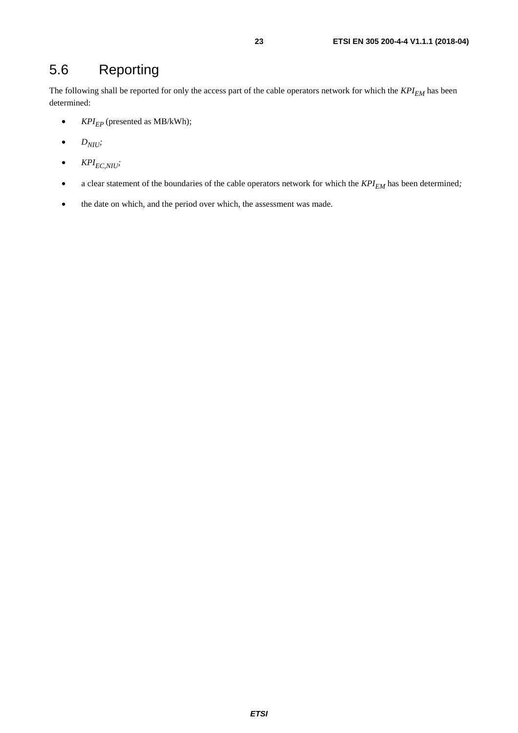## 5.6 Reporting

The following shall be reported for only the access part of the cable operators network for which the $KPI_{EM}$ has been determined:

- $KPI_{EP}$ (presented as MB/kWh);
- $D_{NIU}$;
- $KPI_{EC,NIU}$;
- a clear statement of the boundaries of the cable operators network for which the $KPI_{EM}$ has been determined;
- the date on which, and the period over which, the assessment was made.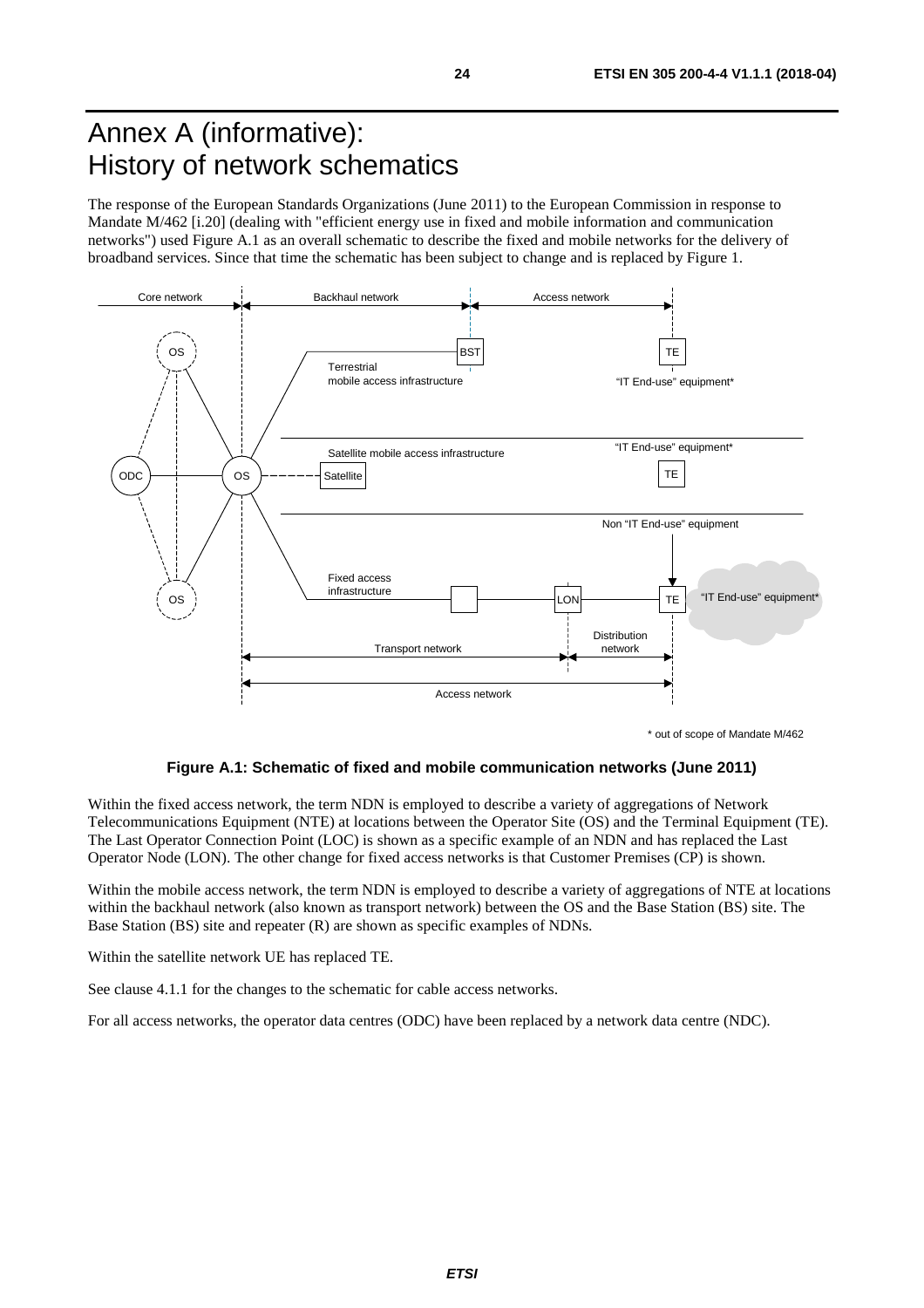# Annex A (informative): History of network schematics

The response of the European Standards Organizations (June 2011) to the European Commission in response to Mandate M/462 [i.20] (dealing with "efficient energy use in fixed and mobile information and communication networks") used Figure A.1 as an overall schematic to describe the fixed and mobile networks for the delivery of broadband services. Since that time the schematic has been subject to change and is replaced by Figure 1.

\* out of scope of Mandate M/462

**Figure A.1: Schematic of fixed and mobile communication networks (June 2011)**

Within the fixed access network, the term NDN is employed to describe a variety of aggregations of Network Telecommunications Equipment (NTE) at locations between the Operator Site (OS) and the Terminal Equipment (TE). The Last Operator Connection Point (LOC) is shown as a specific example of an NDN and has replaced the Last Operator Node (LON). The other change for fixed access networks is that Customer Premises (CP) is shown.

Within the mobile access network, the term NDN is employed to describe a variety of aggregations of NTE at locations within the backhaul network (also known as transport network) between the OS and the Base Station (BS) site. The Base Station (BS) site and repeater (R) are shown as specific examples of NDNs.

Within the satellite network UE has replaced TE.

See clause 4.1.1 for the changes to the schematic for cable access networks.

For all access networks, the operator data centres (ODC) have been replaced by a network data centre (NDC).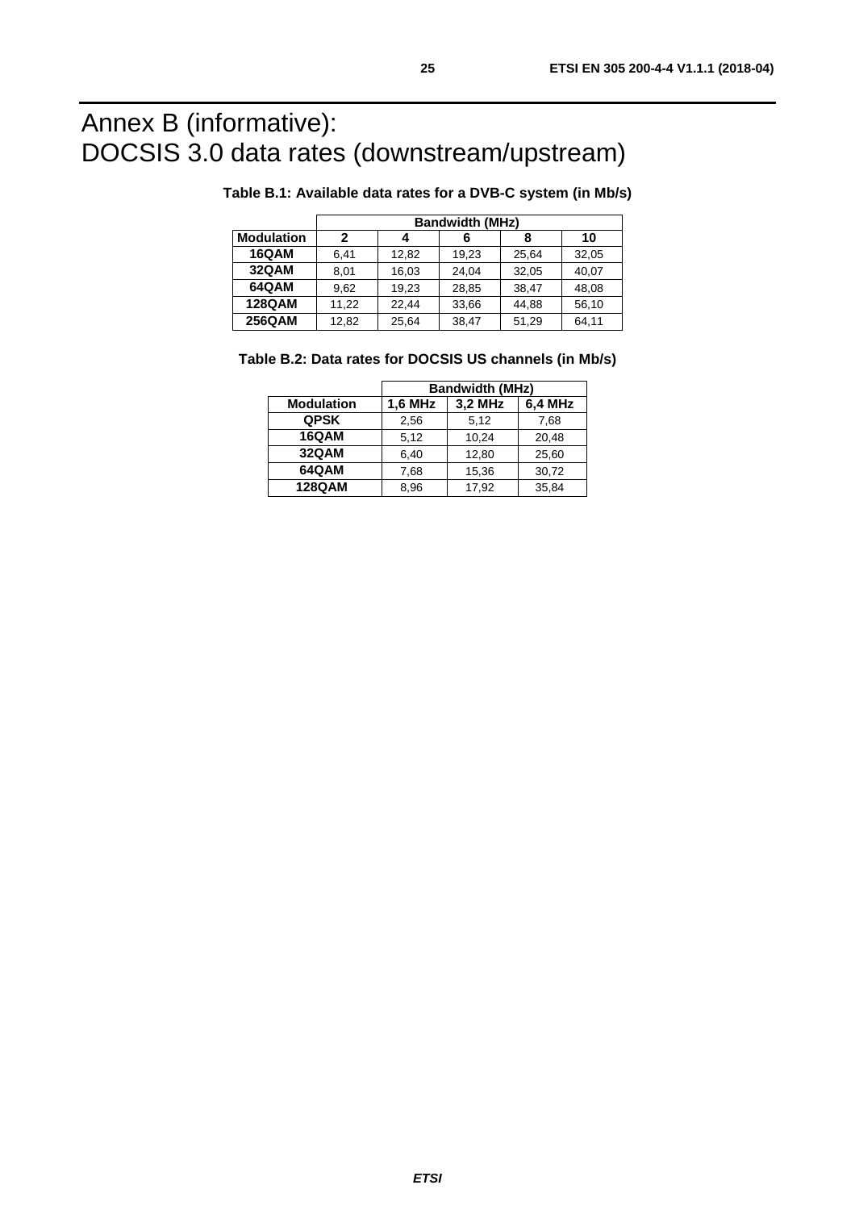# Annex B (informative): DOCSIS 3.0 data rates (downstream/upstream)

**Table B.1: Available data rates for a DVB-C system (in Mb/s)**

| | Bandwidth (MHz) | | | | |
|---|---|---|---|---|---|
| **Modulation** | **2** | **4** | **6** | **8** | **10** |
| **16QAM** | 6,41 | 12,82 | 19,23 | 25,64 | 32,05 |
| **32QAM** | 8,01 | 16,03 | 24,04 | 32,05 | 40,07 |
| **64QAM** | 9,62 | 19,23 | 28,85 | 38,47 | 48,08 |
| **128QAM** | 11,22 | 22,44 | 33,66 | 44,88 | 56,10 |
| **256QAM** | 12,82 | 25,64 | 38,47 | 51,29 | 64,11 |

**Table B.2: Data rates for DOCSIS US channels (in Mb/s)**

| | Bandwidth (MHz) | | |
|---|---|---|---|
| **Modulation** | **1,6 MHz** | **3,2 MHz** | **6,4 MHz** |
| **QPSK** | 2,56 | 5,12 | 7,68 |
| **16QAM** | 5,12 | 10,24 | 20,48 |
| **32QAM** | 6,40 | 12,80 | 25,60 |
| **64QAM** | 7,68 | 15,36 | 30,72 |
| **128QAM** | 8,96 | 17,92 | 35,84 |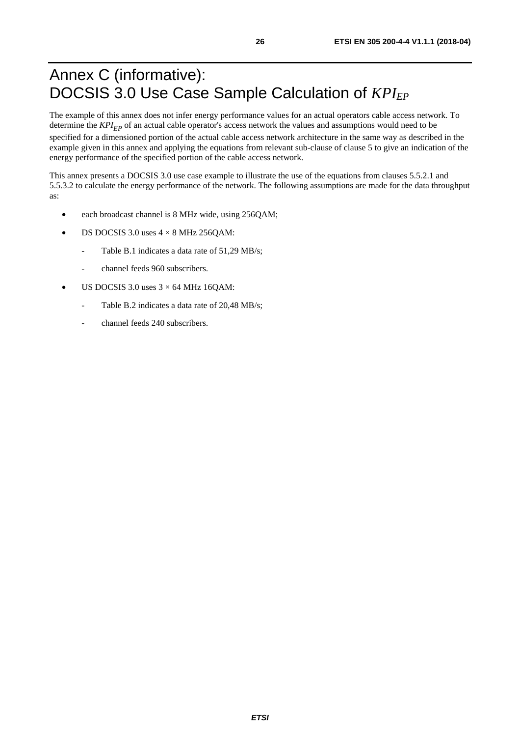# Annex C (informative): DOCSIS 3.0 Use Case Sample Calculation of $KPI_{EP}$

The example of this annex does not infer energy performance values for an actual operators cable access network. To determine the $KPI_{EP}$ of an actual cable operator's access network the values and assumptions would need to be specified for a dimensioned portion of the actual cable access network architecture in the same way as described in the example given in this annex and applying the equations from relevant sub-clause of clause 5 to give an indication of the energy performance of the specified portion of the cable access network.

This annex presents a DOCSIS 3.0 use case example to illustrate the use of the equations from clauses 5.5.2.1 and 5.5.3.2 to calculate the energy performance of the network. The following assumptions are made for the data throughput as:

- each broadcast channel is 8 MHz wide, using 256QAM;
- DS DOCSIS 3.0 uses 4 × 8 MHz 256QAM:
  - Table B.1 indicates a data rate of 51,29 MB/s;
  - channel feeds 960 subscribers.
- US DOCSIS 3.0 uses 3 × 64 MHz 16QAM:
  - Table B.2 indicates a data rate of 20,48 MB/s;
  - channel feeds 240 subscribers.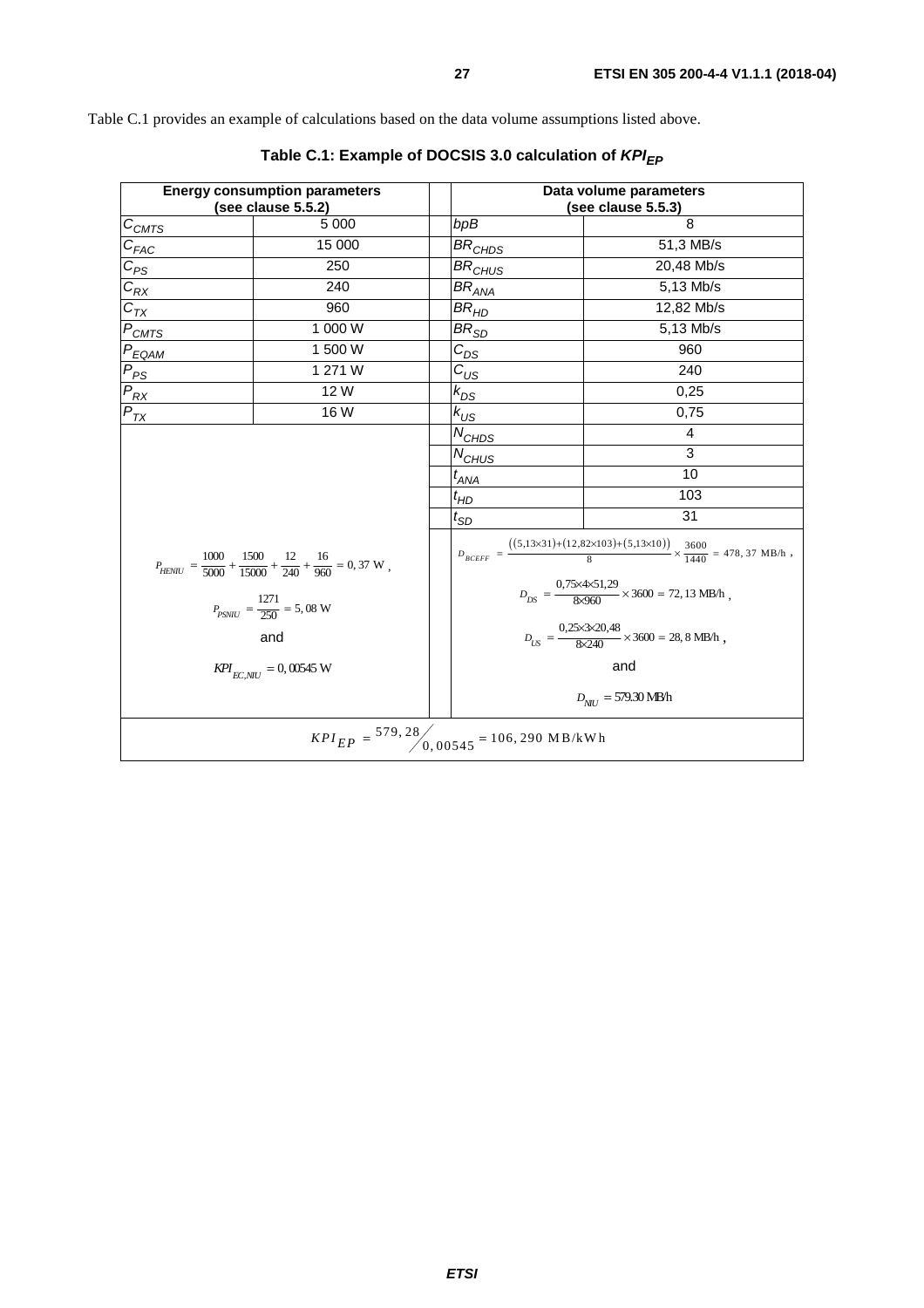Table C.1 provides an example of calculations based on the data volume assumptions listed above.

**Table C.1: Example of DOCSIS 3.0 calculation of $KPI_{EP}$**

| **Energy consumption parameters (see clause 5.5.2)** | | | **Data volume parameters (see clause 5.5.3)** | |
|---|---|---|---|---|
| $C_{CMTS}$ | 5 000 | | $bpB$ | 8 |
| $C_{FAC}$ | 15 000 | | $BR_{CHDS}$ | 51,3 MB/s |
| $C_{PS}$ | 250 | | $BR_{CHUS}$ | 20,48 Mb/s |
| $C_{RX}$ | 240 | | $BR_{ANA}$ | 5,13 Mb/s |
| $C_{TX}$ | 960 | | $BR_{HD}$ | 12,82 Mb/s |
| $P_{CMTS}$ | 1 000 W | | $BR_{SD}$ | 5,13 Mb/s |
| $P_{EQAM}$ | 1 500 W | | $C_{DS}$ | 960 |
| $P_{PS}$ | 1 271 W | | $C_{US}$ | 240 |
| $P_{RX}$ | 12 W | | $k_{DS}$ | 0,25 |
| $P_{TX}$ | 16 W | | $k_{US}$ | 0,75 |
| | | | $N_{CHDS}$ | 4 |
| | | | $N_{CHUS}$ | 3 |
| | | | $t_{ANA}$ | 10 |
| | | | $t_{HD}$ | 103 |
| | | | $t_{SD}$ | 31 |
| $P_{HENIU} = \frac{1000}{5000} + \frac{1500}{15000} + \frac{12}{240} + \frac{16}{960} = 0,37 \text{ W}$ , $P_{PSNIU} = \frac{1271}{250} = 5,08 \text{ W}$ and $KPI_{EC,NIU} = 0,00545 \text{ W}$ | | | $D_{BCEFF} = \frac{((5,13\times31)+(12,82\times103)+(5,13\times10))}{8} \times \frac{3600}{1440} = 478,37 \text{ MB/h}$ , $D_{DS} = \frac{0,75\times4\times51,29}{8\times960} \times 3600 = 72,13 \text{ MB/h}$ , $D_{US} = \frac{0,25\times3\times20,48}{8\times240} \times 3600 = 28,8 \text{ MB/h}$ , and $D_{NIU} = 579.30 \text{ MB/h}$ | |
| $KPI_{EP} = {}^{579,28}\!\big/_{0,00545} = 106,290 \text{ MB/kWh}$ | | | | |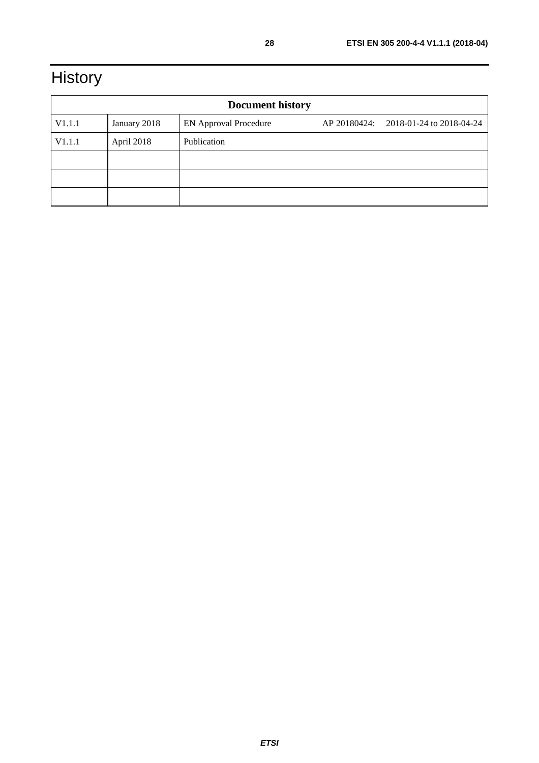# History

| Document history | | | |
|---|---|---|---|
| V1.1.1 | January 2018 | EN Approval Procedure | AP 20180424: 2018-01-24 to 2018-04-24 |
| V1.1.1 | April 2018 | Publication | |
| | | | |
| | | | |
| | | | |